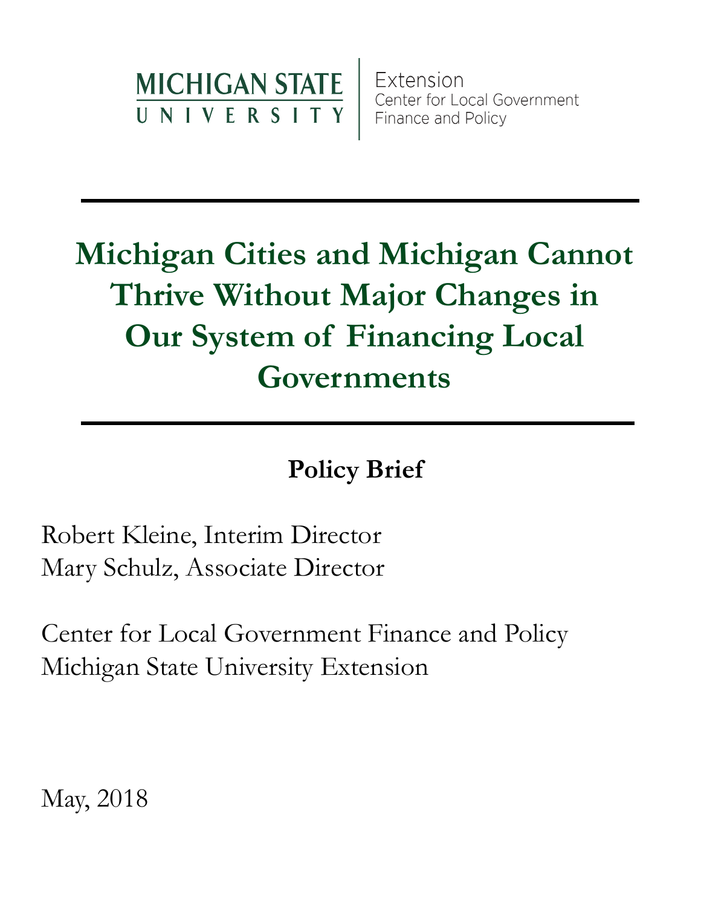MICHIGAN STATE UNIVERSITY | Extension
Center for Local Government Finance and Policy

# Michigan Cities and Michigan Cannot Thrive Without Major Changes in Our System of Financing Local Governments

## Policy Brief

Robert Kleine, Interim Director
Mary Schulz, Associate Director

Center for Local Government Finance and Policy
Michigan State University Extension

May, 2018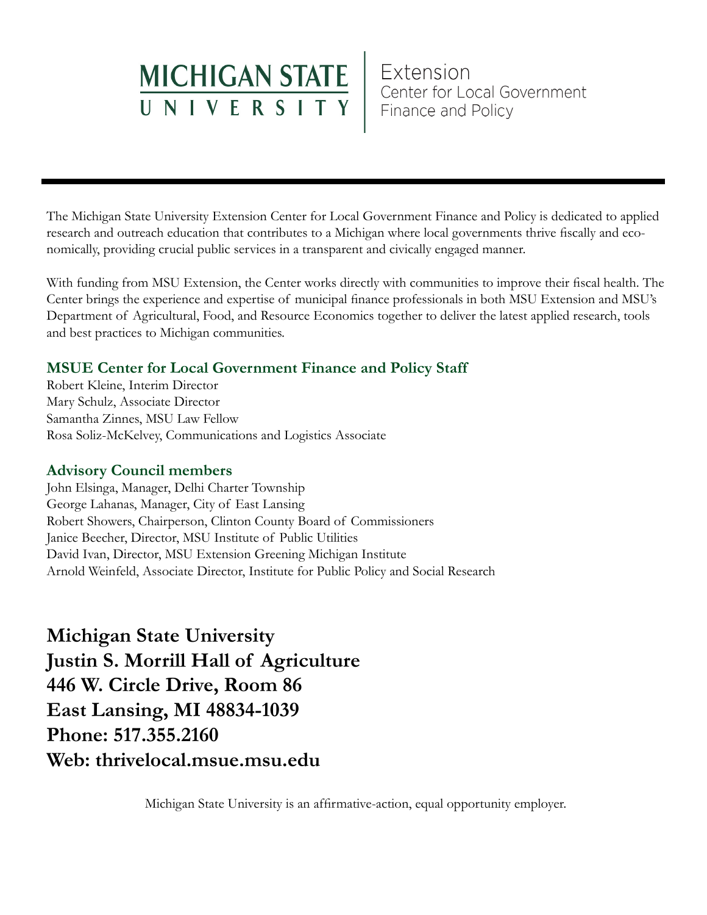MICHIGAN STATE UNIVERSITY | Extension
Center for Local Government Finance and Policy

---

The Michigan State University Extension Center for Local Government Finance and Policy is dedicated to applied research and outreach education that contributes to a Michigan where local governments thrive fiscally and economically, providing crucial public services in a transparent and civically engaged manner.

With funding from MSU Extension, the Center works directly with communities to improve their fiscal health. The Center brings the experience and expertise of municipal finance professionals in both MSU Extension and MSU's Department of Agricultural, Food, and Resource Economics together to deliver the latest applied research, tools and best practices to Michigan communities.

### MSUE Center for Local Government Finance and Policy Staff

Robert Kleine, Interim Director
Mary Schulz, Associate Director
Samantha Zinnes, MSU Law Fellow
Rosa Soliz-McKelvey, Communications and Logistics Associate

### Advisory Council members

John Elsinga, Manager, Delhi Charter Township
George Lahanas, Manager, City of East Lansing
Robert Showers, Chairperson, Clinton County Board of Commissioners
Janice Beecher, Director, MSU Institute of Public Utilities
David Ivan, Director, MSU Extension Greening Michigan Institute
Arnold Weinfeld, Associate Director, Institute for Public Policy and Social Research

**Michigan State University**
**Justin S. Morrill Hall of Agriculture**
**446 W. Circle Drive, Room 86**
**East Lansing, MI 48834-1039**
**Phone: 517.355.2160**
**Web: thrivelocal.msue.msu.edu**

Michigan State University is an affirmative-action, equal opportunity employer.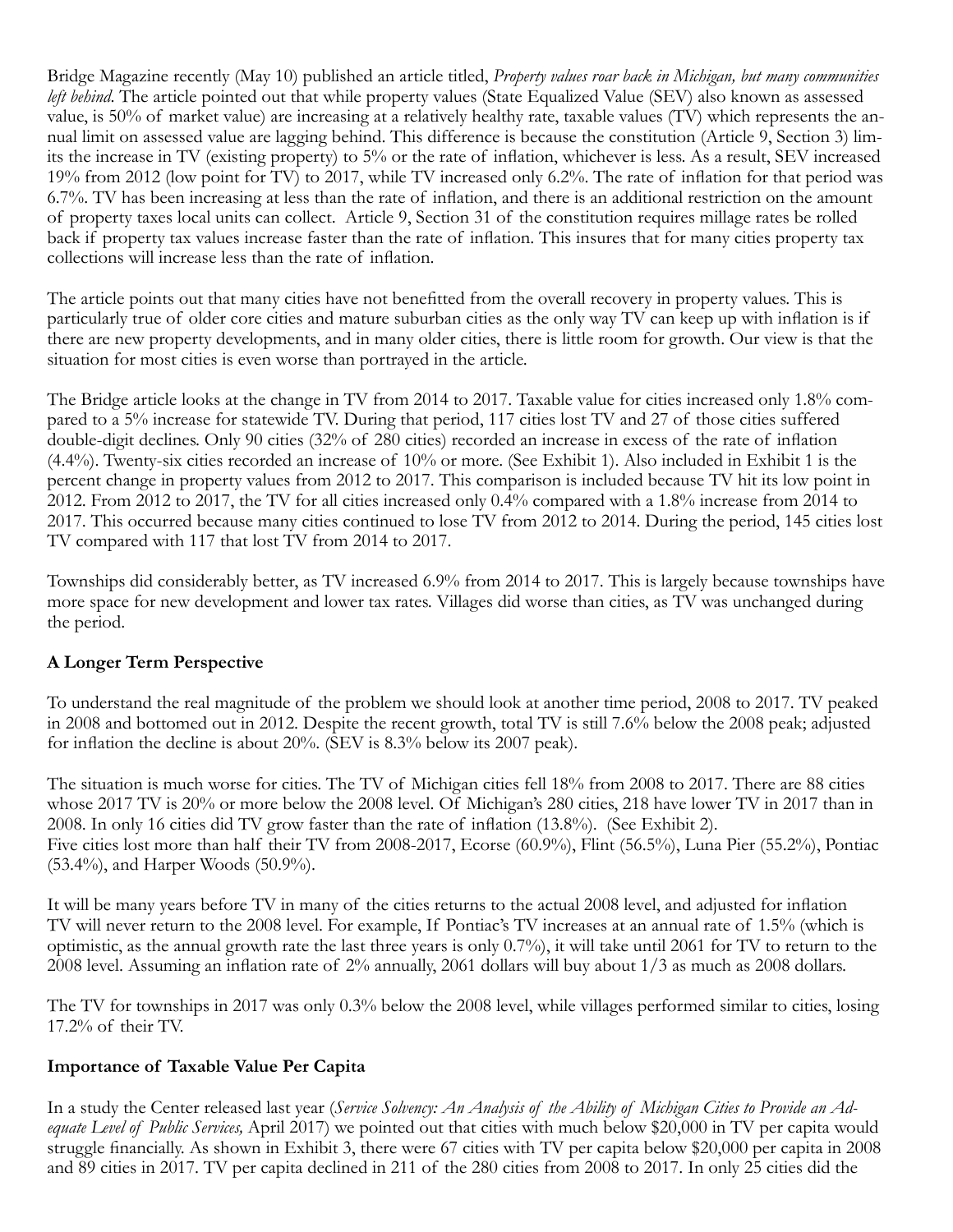Bridge Magazine recently (May 10) published an article titled, *Property values roar back in Michigan, but many communities left behind*. The article pointed out that while property values (State Equalized Value (SEV) also known as assessed value, is 50% of market value) are increasing at a relatively healthy rate, taxable values (TV) which represents the annual limit on assessed value are lagging behind. This difference is because the constitution (Article 9, Section 3) limits the increase in TV (existing property) to 5% or the rate of inflation, whichever is less. As a result, SEV increased 19% from 2012 (low point for TV) to 2017, while TV increased only 6.2%. The rate of inflation for that period was 6.7%. TV has been increasing at less than the rate of inflation, and there is an additional restriction on the amount of property taxes local units can collect. Article 9, Section 31 of the constitution requires millage rates be rolled back if property tax values increase faster than the rate of inflation. This insures that for many cities property tax collections will increase less than the rate of inflation.

The article points out that many cities have not benefitted from the overall recovery in property values. This is particularly true of older core cities and mature suburban cities as the only way TV can keep up with inflation is if there are new property developments, and in many older cities, there is little room for growth. Our view is that the situation for most cities is even worse than portrayed in the article.

The Bridge article looks at the change in TV from 2014 to 2017. Taxable value for cities increased only 1.8% compared to a 5% increase for statewide TV. During that period, 117 cities lost TV and 27 of those cities suffered double-digit declines. Only 90 cities (32% of 280 cities) recorded an increase in excess of the rate of inflation (4.4%). Twenty-six cities recorded an increase of 10% or more. (See Exhibit 1). Also included in Exhibit 1 is the percent change in property values from 2012 to 2017. This comparison is included because TV hit its low point in 2012. From 2012 to 2017, the TV for all cities increased only 0.4% compared with a 1.8% increase from 2014 to 2017. This occurred because many cities continued to lose TV from 2012 to 2014. During the period, 145 cities lost TV compared with 117 that lost TV from 2014 to 2017.

Townships did considerably better, as TV increased 6.9% from 2014 to 2017. This is largely because townships have more space for new development and lower tax rates. Villages did worse than cities, as TV was unchanged during the period.

## A Longer Term Perspective

To understand the real magnitude of the problem we should look at another time period, 2008 to 2017. TV peaked in 2008 and bottomed out in 2012. Despite the recent growth, total TV is still 7.6% below the 2008 peak; adjusted for inflation the decline is about 20%. (SEV is 8.3% below its 2007 peak).

The situation is much worse for cities. The TV of Michigan cities fell 18% from 2008 to 2017. There are 88 cities whose 2017 TV is 20% or more below the 2008 level. Of Michigan's 280 cities, 218 have lower TV in 2017 than in 2008. In only 16 cities did TV grow faster than the rate of inflation (13.8%). (See Exhibit 2). Five cities lost more than half their TV from 2008-2017, Ecorse (60.9%), Flint (56.5%), Luna Pier (55.2%), Pontiac (53.4%), and Harper Woods (50.9%).

It will be many years before TV in many of the cities returns to the actual 2008 level, and adjusted for inflation TV will never return to the 2008 level. For example, If Pontiac's TV increases at an annual rate of 1.5% (which is optimistic, as the annual growth rate the last three years is only 0.7%), it will take until 2061 for TV to return to the 2008 level. Assuming an inflation rate of 2% annually, 2061 dollars will buy about 1/3 as much as 2008 dollars.

The TV for townships in 2017 was only 0.3% below the 2008 level, while villages performed similar to cities, losing 17.2% of their TV.

## Importance of Taxable Value Per Capita

In a study the Center released last year (*Service Solvency: An Analysis of the Ability of Michigan Cities to Provide an Adequate Level of Public Services,* April 2017) we pointed out that cities with much below $20,000 in TV per capita would struggle financially. As shown in Exhibit 3, there were 67 cities with TV per capita below $20,000 per capita in 2008 and 89 cities in 2017. TV per capita declined in 211 of the 280 cities from 2008 to 2017. In only 25 cities did the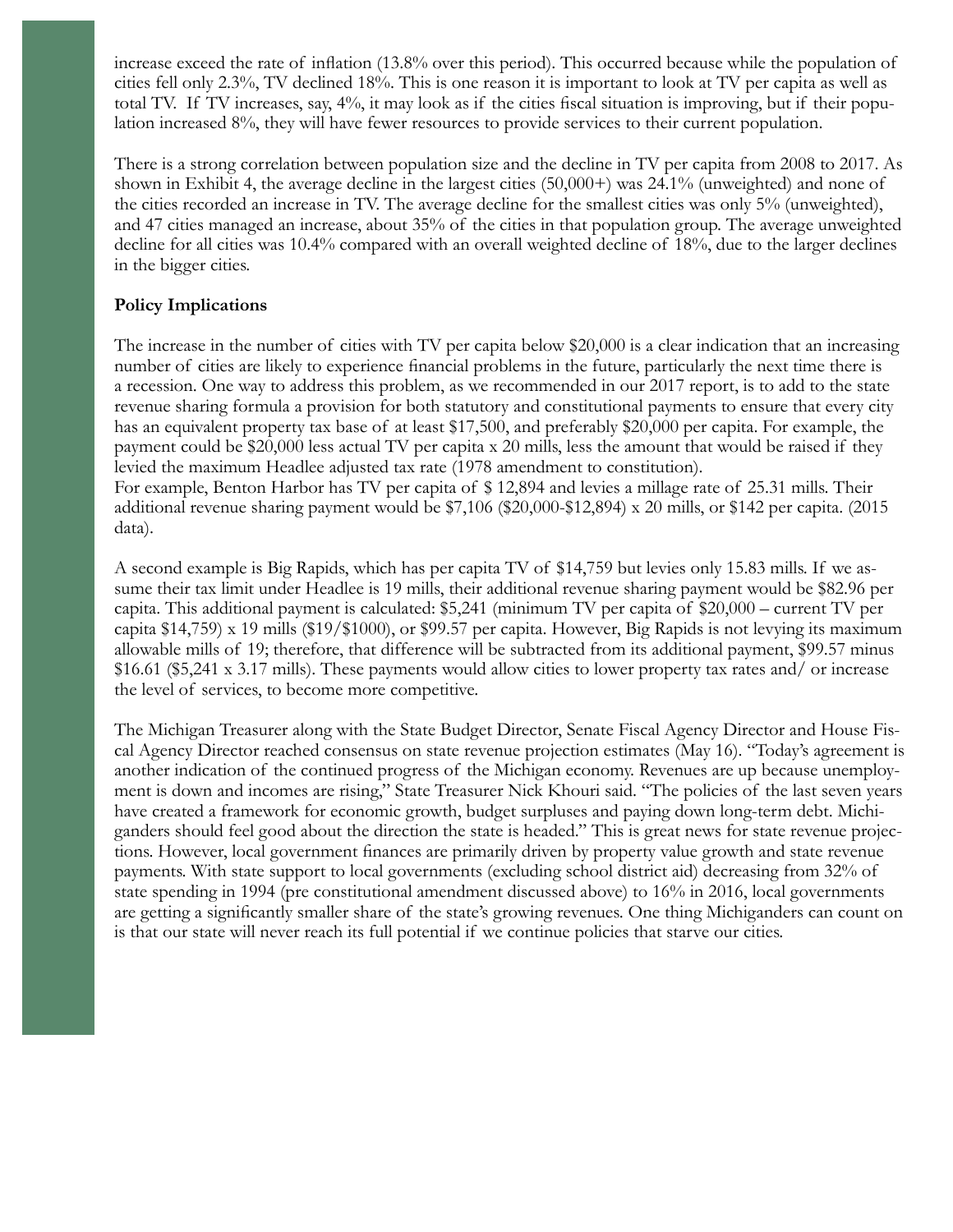increase exceed the rate of inflation (13.8% over this period). This occurred because while the population of cities fell only 2.3%, TV declined 18%. This is one reason it is important to look at TV per capita as well as total TV. If TV increases, say, 4%, it may look as if the cities fiscal situation is improving, but if their population increased 8%, they will have fewer resources to provide services to their current population.

There is a strong correlation between population size and the decline in TV per capita from 2008 to 2017. As shown in Exhibit 4, the average decline in the largest cities (50,000+) was 24.1% (unweighted) and none of the cities recorded an increase in TV. The average decline for the smallest cities was only 5% (unweighted), and 47 cities managed an increase, about 35% of the cities in that population group. The average unweighted decline for all cities was 10.4% compared with an overall weighted decline of 18%, due to the larger declines in the bigger cities.

**Policy Implications**

The increase in the number of cities with TV per capita below $20,000 is a clear indication that an increasing number of cities are likely to experience financial problems in the future, particularly the next time there is a recession. One way to address this problem, as we recommended in our 2017 report, is to add to the state revenue sharing formula a provision for both statutory and constitutional payments to ensure that every city has an equivalent property tax base of at least $17,500, and preferably $20,000 per capita. For example, the payment could be $20,000 less actual TV per capita x 20 mills, less the amount that would be raised if they levied the maximum Headlee adjusted tax rate (1978 amendment to constitution).
For example, Benton Harbor has TV per capita of $ 12,894 and levies a millage rate of 25.31 mills. Their additional revenue sharing payment would be $7,106 ($20,000-$12,894) x 20 mills, or $142 per capita. (2015 data).

A second example is Big Rapids, which has per capita TV of $14,759 but levies only 15.83 mills. If we assume their tax limit under Headlee is 19 mills, their additional revenue sharing payment would be $82.96 per capita. This additional payment is calculated: $5,241 (minimum TV per capita of $20,000 – current TV per capita $14,759) x 19 mills ($19/$1000), or $99.57 per capita. However, Big Rapids is not levying its maximum allowable mills of 19; therefore, that difference will be subtracted from its additional payment, $99.57 minus $16.61 ($5,241 x 3.17 mills). These payments would allow cities to lower property tax rates and/ or increase the level of services, to become more competitive.

The Michigan Treasurer along with the State Budget Director, Senate Fiscal Agency Director and House Fiscal Agency Director reached consensus on state revenue projection estimates (May 16). "Today's agreement is another indication of the continued progress of the Michigan economy. Revenues are up because unemployment is down and incomes are rising," State Treasurer Nick Khouri said. "The policies of the last seven years have created a framework for economic growth, budget surpluses and paying down long-term debt. Michiganders should feel good about the direction the state is headed." This is great news for state revenue projections. However, local government finances are primarily driven by property value growth and state revenue payments. With state support to local governments (excluding school district aid) decreasing from 32% of state spending in 1994 (pre constitutional amendment discussed above) to 16% in 2016, local governments are getting a significantly smaller share of the state's growing revenues. One thing Michiganders can count on is that our state will never reach its full potential if we continue policies that starve our cities.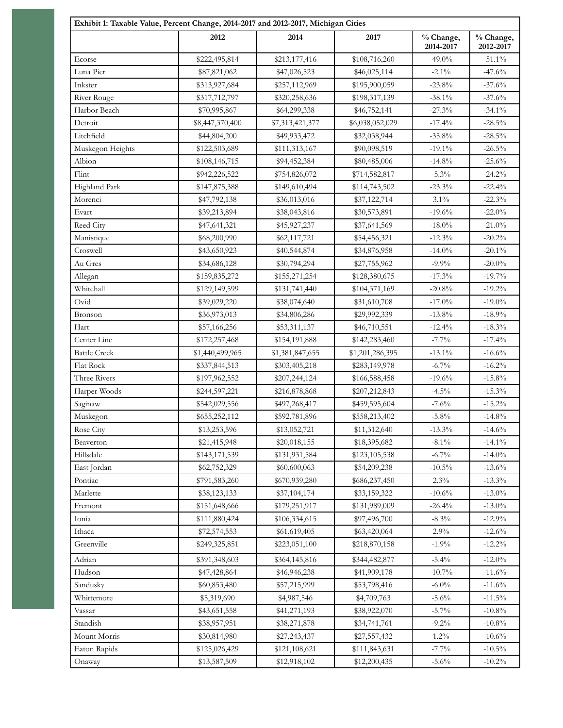| Exhibit 1: Taxable Value, Percent Change, 2014-2017 and 2012-2017, Michigan Cities | | | | | |
|---|---|---|---|---|---|
| | 2012 | 2014 | 2017 | % Change, 2014-2017 | % Change, 2012-2017 |
| Ecorse | $222,495,814 | $213,177,416 | $108,716,260 | -49.0% | -51.1% |
| Luna Pier | $87,821,062 | $47,026,523 | $46,025,114 | -2.1% | -47.6% |
| Inkster | $313,927,684 | $257,112,969 | $195,900,059 | -23.8% | -37.6% |
| River Rouge | $317,712,797 | $320,258,636 | $198,317,139 | -38.1% | -37.6% |
| Harbor Beach | $70,995,867 | $64,299,338 | $46,752,141 | -27.3% | -34.1% |
| Detroit | $8,447,370,400 | $7,313,421,377 | $6,038,052,029 | -17.4% | -28.5% |
| Litchfield | $44,804,200 | $49,933,472 | $32,038,944 | -35.8% | -28.5% |
| Muskegon Heights | $122,503,689 | $111,313,167 | $90,098,519 | -19.1% | -26.5% |
| Albion | $108,146,715 | $94,452,384 | $80,485,006 | -14.8% | -25.6% |
| Flint | $942,226,522 | $754,826,072 | $714,582,817 | -5.3% | -24.2% |
| Highland Park | $147,875,388 | $149,610,494 | $114,743,502 | -23.3% | -22.4% |
| Morenci | $47,792,138 | $36,013,016 | $37,122,714 | 3.1% | -22.3% |
| Evart | $39,213,894 | $38,043,816 | $30,573,891 | -19.6% | -22.0% |
| Reed City | $47,641,321 | $45,927,237 | $37,641,569 | -18.0% | -21.0% |
| Manistique | $68,200,990 | $62,117,721 | $54,456,321 | -12.3% | -20.2% |
| Croswell | $43,650,923 | $40,544,874 | $34,876,958 | -14.0% | -20.1% |
| Au Gres | $34,686,128 | $30,794,294 | $27,755,962 | -9.9% | -20.0% |
| Allegan | $159,835,272 | $155,271,254 | $128,380,675 | -17.3% | -19.7% |
| Whitehall | $129,149,599 | $131,741,440 | $104,371,169 | -20.8% | -19.2% |
| Ovid | $39,029,220 | $38,074,640 | $31,610,708 | -17.0% | -19.0% |
| Bronson | $36,973,013 | $34,806,286 | $29,992,339 | -13.8% | -18.9% |
| Hart | $57,166,256 | $53,311,137 | $46,710,551 | -12.4% | -18.3% |
| Center Line | $172,257,468 | $154,191,888 | $142,283,460 | -7.7% | -17.4% |
| Battle Creek | $1,440,499,965 | $1,381,847,655 | $1,201,286,395 | -13.1% | -16.6% |
| Flat Rock | $337,844,513 | $303,405,218 | $283,149,978 | -6.7% | -16.2% |
| Three Rivers | $197,962,552 | $207,244,124 | $166,588,458 | -19.6% | -15.8% |
| Harper Woods | $244,597,221 | $216,878,868 | $207,212,843 | -4.5% | -15.3% |
| Saginaw | $542,029,556 | $497,268,417 | $459,595,604 | -7.6% | -15.2% |
| Muskegon | $655,252,112 | $592,781,896 | $558,213,402 | -5.8% | -14.8% |
| Rose City | $13,253,596 | $13,052,721 | $11,312,640 | -13.3% | -14.6% |
| Beaverton | $21,415,948 | $20,018,155 | $18,395,682 | -8.1% | -14.1% |
| Hillsdale | $143,171,539 | $131,931,584 | $123,105,538 | -6.7% | -14.0% |
| East Jordan | $62,752,329 | $60,600,063 | $54,209,238 | -10.5% | -13.6% |
| Pontiac | $791,583,260 | $670,939,280 | $686,237,450 | 2.3% | -13.3% |
| Marlette | $38,123,133 | $37,104,174 | $33,159,322 | -10.6% | -13.0% |
| Fremont | $151,648,666 | $179,251,917 | $131,989,009 | -26.4% | -13.0% |
| Ionia | $111,880,424 | $106,334,615 | $97,496,700 | -8.3% | -12.9% |
| Ithaca | $72,574,553 | $61,619,405 | $63,420,064 | 2.9% | -12.6% |
| Greenville | $249,325,851 | $223,051,100 | $218,870,158 | -1.9% | -12.2% |
| Adrian | $391,348,603 | $364,145,816 | $344,482,877 | -5.4% | -12.0% |
| Hudson | $47,428,864 | $46,946,238 | $41,909,178 | -10.7% | -11.6% |
| Sandusky | $60,853,480 | $57,215,999 | $53,798,416 | -6.0% | -11.6% |
| Whittemore | $5,319,690 | $4,987,546 | $4,709,763 | -5.6% | -11.5% |
| Vassar | $43,651,558 | $41,271,193 | $38,922,070 | -5.7% | -10.8% |
| Standish | $38,957,951 | $38,271,878 | $34,741,761 | -9.2% | -10.8% |
| Mount Morris | $30,814,980 | $27,243,437 | $27,557,432 | 1.2% | -10.6% |
| Eaton Rapids | $125,026,429 | $121,108,621 | $111,843,631 | -7.7% | -10.5% |
| Onaway | $13,587,509 | $12,918,102 | $12,200,435 | -5.6% | -10.2% |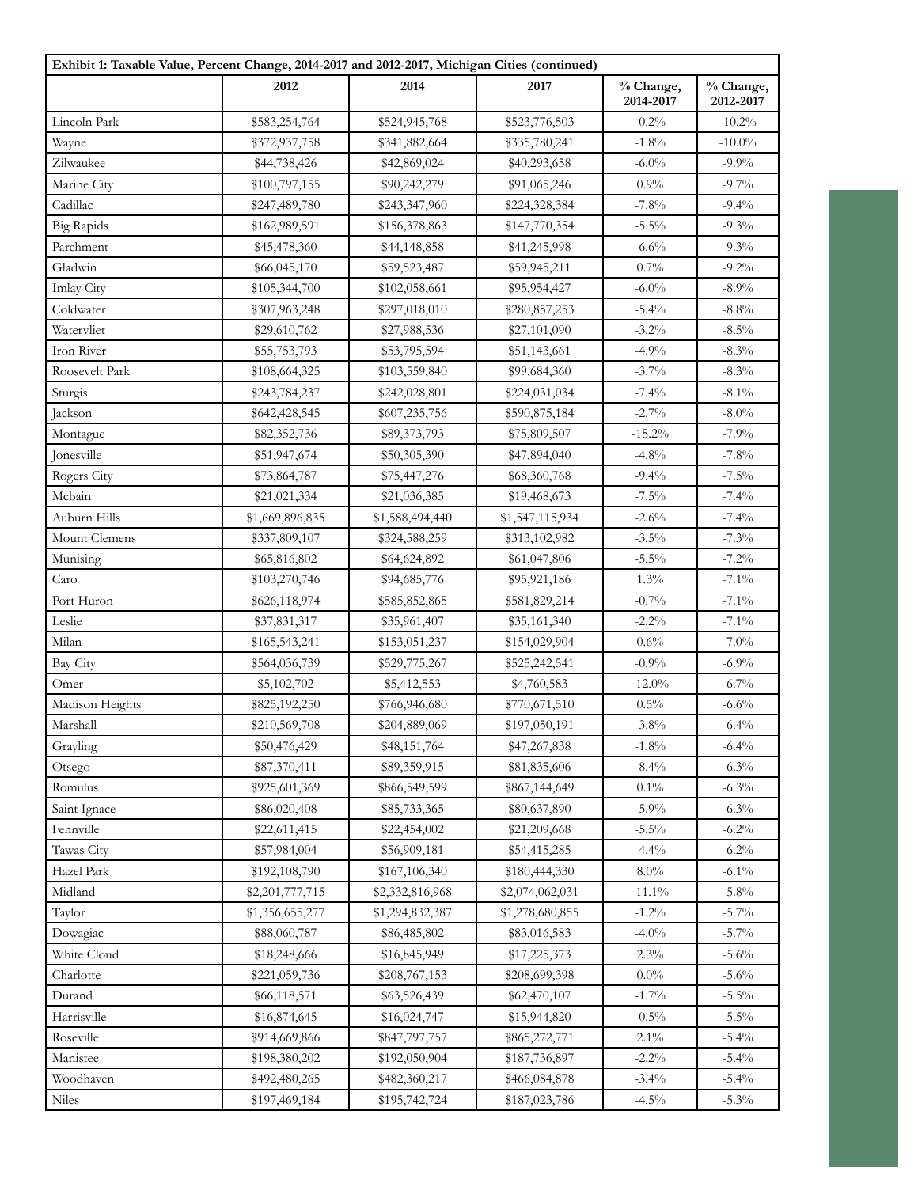| Exhibit 1: Taxable Value, Percent Change, 2014-2017 and 2012-2017, Michigan Cities (continued) | | | | | |
|---|---|---|---|---|---|
| | 2012 | 2014 | 2017 | % Change, 2014-2017 | % Change, 2012-2017 |
| Lincoln Park | $583,254,764 | $524,945,768 | $523,776,503 | -0.2% | -10.2% |
| Wayne | $372,937,758 | $341,882,664 | $335,780,241 | -1.8% | -10.0% |
| Zilwaukee | $44,738,426 | $42,869,024 | $40,293,658 | -6.0% | -9.9% |
| Marine City | $100,797,155 | $90,242,279 | $91,065,246 | 0.9% | -9.7% |
| Cadillac | $247,489,780 | $243,347,960 | $224,328,384 | -7.8% | -9.4% |
| Big Rapids | $162,989,591 | $156,378,863 | $147,770,354 | -5.5% | -9.3% |
| Parchment | $45,478,360 | $44,148,858 | $41,245,998 | -6.6% | -9.3% |
| Gladwin | $66,045,170 | $59,523,487 | $59,945,211 | 0.7% | -9.2% |
| Imlay City | $105,344,700 | $102,058,661 | $95,954,427 | -6.0% | -8.9% |
| Coldwater | $307,963,248 | $297,018,010 | $280,857,253 | -5.4% | -8.8% |
| Watervliet | $29,610,762 | $27,988,536 | $27,101,090 | -3.2% | -8.5% |
| Iron River | $55,753,793 | $53,795,594 | $51,143,661 | -4.9% | -8.3% |
| Roosevelt Park | $108,664,325 | $103,559,840 | $99,684,360 | -3.7% | -8.3% |
| Sturgis | $243,784,237 | $242,028,801 | $224,031,034 | -7.4% | -8.1% |
| Jackson | $642,428,545 | $607,235,756 | $590,875,184 | -2.7% | -8.0% |
| Montague | $82,352,736 | $89,373,793 | $75,809,507 | -15.2% | -7.9% |
| Jonesville | $51,947,674 | $50,305,390 | $47,894,040 | -4.8% | -7.8% |
| Rogers City | $73,864,787 | $75,447,276 | $68,360,768 | -9.4% | -7.5% |
| Mcbain | $21,021,334 | $21,036,385 | $19,468,673 | -7.5% | -7.4% |
| Auburn Hills | $1,669,896,835 | $1,588,494,440 | $1,547,115,934 | -2.6% | -7.4% |
| Mount Clemens | $337,809,107 | $324,588,259 | $313,102,982 | -3.5% | -7.3% |
| Munising | $65,816,802 | $64,624,892 | $61,047,806 | -5.5% | -7.2% |
| Caro | $103,270,746 | $94,685,776 | $95,921,186 | 1.3% | -7.1% |
| Port Huron | $626,118,974 | $585,852,865 | $581,829,214 | -0.7% | -7.1% |
| Leslie | $37,831,317 | $35,961,407 | $35,161,340 | -2.2% | -7.1% |
| Milan | $165,543,241 | $153,051,237 | $154,029,904 | 0.6% | -7.0% |
| Bay City | $564,036,739 | $529,775,267 | $525,242,541 | -0.9% | -6.9% |
| Omer | $5,102,702 | $5,412,553 | $4,760,583 | -12.0% | -6.7% |
| Madison Heights | $825,192,250 | $766,946,680 | $770,671,510 | 0.5% | -6.6% |
| Marshall | $210,569,708 | $204,889,069 | $197,050,191 | -3.8% | -6.4% |
| Grayling | $50,476,429 | $48,151,764 | $47,267,838 | -1.8% | -6.4% |
| Otsego | $87,370,411 | $89,359,915 | $81,835,606 | -8.4% | -6.3% |
| Romulus | $925,601,369 | $866,549,599 | $867,144,649 | 0.1% | -6.3% |
| Saint Ignace | $86,020,408 | $85,733,365 | $80,637,890 | -5.9% | -6.3% |
| Fennville | $22,611,415 | $22,454,002 | $21,209,668 | -5.5% | -6.2% |
| Tawas City | $57,984,004 | $56,909,181 | $54,415,285 | -4.4% | -6.2% |
| Hazel Park | $192,108,790 | $167,106,340 | $180,444,330 | 8.0% | -6.1% |
| Midland | $2,201,777,715 | $2,332,816,968 | $2,074,062,031 | -11.1% | -5.8% |
| Taylor | $1,356,655,277 | $1,294,832,387 | $1,278,680,855 | -1.2% | -5.7% |
| Dowagiac | $88,060,787 | $86,485,802 | $83,016,583 | -4.0% | -5.7% |
| White Cloud | $18,248,666 | $16,845,949 | $17,225,373 | 2.3% | -5.6% |
| Charlotte | $221,059,736 | $208,767,153 | $208,699,398 | 0.0% | -5.6% |
| Durand | $66,118,571 | $63,526,439 | $62,470,107 | -1.7% | -5.5% |
| Harrisville | $16,874,645 | $16,024,747 | $15,944,820 | -0.5% | -5.5% |
| Roseville | $914,669,866 | $847,797,757 | $865,272,771 | 2.1% | -5.4% |
| Manistee | $198,380,202 | $192,050,904 | $187,736,897 | -2.2% | -5.4% |
| Woodhaven | $492,480,265 | $482,360,217 | $466,084,878 | -3.4% | -5.4% |
| Niles | $197,469,184 | $195,742,724 | $187,023,786 | -4.5% | -5.3% |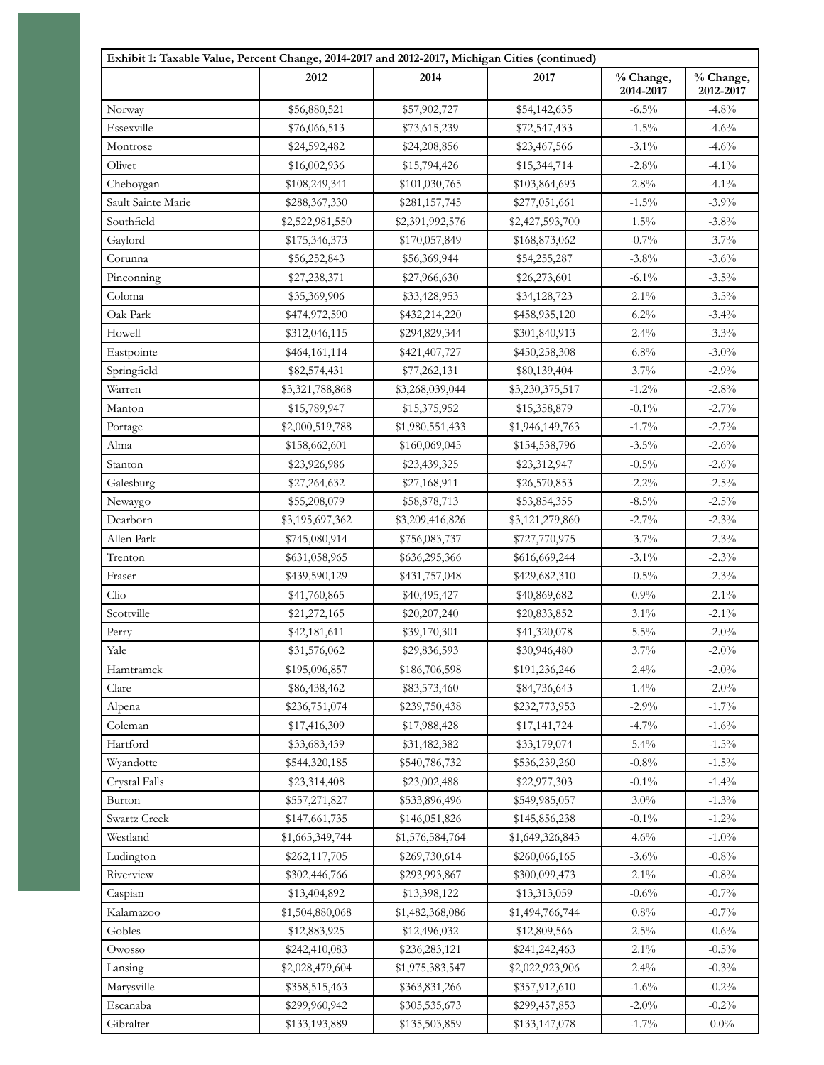| Exhibit 1: Taxable Value, Percent Change, 2014-2017 and 2012-2017, Michigan Cities (continued) | | | | | |
|---|---|---|---|---|---|
| | 2012 | 2014 | 2017 | % Change, 2014-2017 | % Change, 2012-2017 |
| Norway | $56,880,521 | $57,902,727 | $54,142,635 | -6.5% | -4.8% |
| Essexville | $76,066,513 | $73,615,239 | $72,547,433 | -1.5% | -4.6% |
| Montrose | $24,592,482 | $24,208,856 | $23,467,566 | -3.1% | -4.6% |
| Olivet | $16,002,936 | $15,794,426 | $15,344,714 | -2.8% | -4.1% |
| Cheboygan | $108,249,341 | $101,030,765 | $103,864,693 | 2.8% | -4.1% |
| Sault Sainte Marie | $288,367,330 | $281,157,745 | $277,051,661 | -1.5% | -3.9% |
| Southfield | $2,522,981,550 | $2,391,992,576 | $2,427,593,700 | 1.5% | -3.8% |
| Gaylord | $175,346,373 | $170,057,849 | $168,873,062 | -0.7% | -3.7% |
| Corunna | $56,252,843 | $56,369,944 | $54,255,287 | -3.8% | -3.6% |
| Pinconning | $27,238,371 | $27,966,630 | $26,273,601 | -6.1% | -3.5% |
| Coloma | $35,369,906 | $33,428,953 | $34,128,723 | 2.1% | -3.5% |
| Oak Park | $474,972,590 | $432,214,220 | $458,935,120 | 6.2% | -3.4% |
| Howell | $312,046,115 | $294,829,344 | $301,840,913 | 2.4% | -3.3% |
| Eastpointe | $464,161,114 | $421,407,727 | $450,258,308 | 6.8% | -3.0% |
| Springfield | $82,574,431 | $77,262,131 | $80,139,404 | 3.7% | -2.9% |
| Warren | $3,321,788,868 | $3,268,039,044 | $3,230,375,517 | -1.2% | -2.8% |
| Manton | $15,789,947 | $15,375,952 | $15,358,879 | -0.1% | -2.7% |
| Portage | $2,000,519,788 | $1,980,551,433 | $1,946,149,763 | -1.7% | -2.7% |
| Alma | $158,662,601 | $160,069,045 | $154,538,796 | -3.5% | -2.6% |
| Stanton | $23,926,986 | $23,439,325 | $23,312,947 | -0.5% | -2.6% |
| Galesburg | $27,264,632 | $27,168,911 | $26,570,853 | -2.2% | -2.5% |
| Newaygo | $55,208,079 | $58,878,713 | $53,854,355 | -8.5% | -2.5% |
| Dearborn | $3,195,697,362 | $3,209,416,826 | $3,121,279,860 | -2.7% | -2.3% |
| Allen Park | $745,080,914 | $756,083,737 | $727,770,975 | -3.7% | -2.3% |
| Trenton | $631,058,965 | $636,295,366 | $616,669,244 | -3.1% | -2.3% |
| Fraser | $439,590,129 | $431,757,048 | $429,682,310 | -0.5% | -2.3% |
| Clio | $41,760,865 | $40,495,427 | $40,869,682 | 0.9% | -2.1% |
| Scottville | $21,272,165 | $20,207,240 | $20,833,852 | 3.1% | -2.1% |
| Perry | $42,181,611 | $39,170,301 | $41,320,078 | 5.5% | -2.0% |
| Yale | $31,576,062 | $29,836,593 | $30,946,480 | 3.7% | -2.0% |
| Hamtramck | $195,096,857 | $186,706,598 | $191,236,246 | 2.4% | -2.0% |
| Clare | $86,438,462 | $83,573,460 | $84,736,643 | 1.4% | -2.0% |
| Alpena | $236,751,074 | $239,750,438 | $232,773,953 | -2.9% | -1.7% |
| Coleman | $17,416,309 | $17,988,428 | $17,141,724 | -4.7% | -1.6% |
| Hartford | $33,683,439 | $31,482,382 | $33,179,074 | 5.4% | -1.5% |
| Wyandotte | $544,320,185 | $540,786,732 | $536,239,260 | -0.8% | -1.5% |
| Crystal Falls | $23,314,408 | $23,002,488 | $22,977,303 | -0.1% | -1.4% |
| Burton | $557,271,827 | $533,896,496 | $549,985,057 | 3.0% | -1.3% |
| Swartz Creek | $147,661,735 | $146,051,826 | $145,856,238 | -0.1% | -1.2% |
| Westland | $1,665,349,744 | $1,576,584,764 | $1,649,326,843 | 4.6% | -1.0% |
| Ludington | $262,117,705 | $269,730,614 | $260,066,165 | -3.6% | -0.8% |
| Riverview | $302,446,766 | $293,993,867 | $300,099,473 | 2.1% | -0.8% |
| Caspian | $13,404,892 | $13,398,122 | $13,313,059 | -0.6% | -0.7% |
| Kalamazoo | $1,504,880,068 | $1,482,368,086 | $1,494,766,744 | 0.8% | -0.7% |
| Gobles | $12,883,925 | $12,496,032 | $12,809,566 | 2.5% | -0.6% |
| Owosso | $242,410,083 | $236,283,121 | $241,242,463 | 2.1% | -0.5% |
| Lansing | $2,028,479,604 | $1,975,383,547 | $2,022,923,906 | 2.4% | -0.3% |
| Marysville | $358,515,463 | $363,831,266 | $357,912,610 | -1.6% | -0.2% |
| Escanaba | $299,960,942 | $305,535,673 | $299,457,853 | -2.0% | -0.2% |
| Gibralter | $133,193,889 | $135,503,859 | $133,147,078 | -1.7% | 0.0% |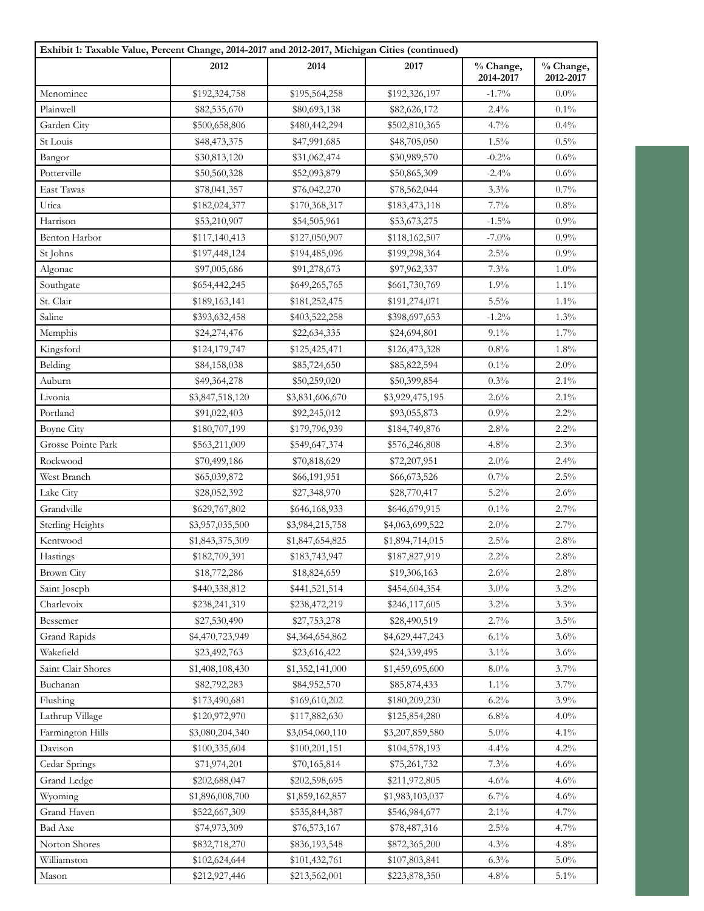| Exhibit 1: Taxable Value, Percent Change, 2014-2017 and 2012-2017, Michigan Cities (continued) | | | | | |
|---|---|---|---|---|---|
| | 2012 | 2014 | 2017 | % Change, 2014-2017 | % Change, 2012-2017 |
| Menominee | $192,324,758 | $195,564,258 | $192,326,197 | -1.7% | 0.0% |
| Plainwell | $82,535,670 | $80,693,138 | $82,626,172 | 2.4% | 0.1% |
| Garden City | $500,658,806 | $480,442,294 | $502,810,365 | 4.7% | 0.4% |
| St Louis | $48,473,375 | $47,991,685 | $48,705,050 | 1.5% | 0.5% |
| Bangor | $30,813,120 | $31,062,474 | $30,989,570 | -0.2% | 0.6% |
| Potterville | $50,560,328 | $52,093,879 | $50,865,309 | -2.4% | 0.6% |
| East Tawas | $78,041,357 | $76,042,270 | $78,562,044 | 3.3% | 0.7% |
| Utica | $182,024,377 | $170,368,317 | $183,473,118 | 7.7% | 0.8% |
| Harrison | $53,210,907 | $54,505,961 | $53,673,275 | -1.5% | 0.9% |
| Benton Harbor | $117,140,413 | $127,050,907 | $118,162,507 | -7.0% | 0.9% |
| St Johns | $197,448,124 | $194,485,096 | $199,298,364 | 2.5% | 0.9% |
| Algonac | $97,005,686 | $91,278,673 | $97,962,337 | 7.3% | 1.0% |
| Southgate | $654,442,245 | $649,265,765 | $661,730,769 | 1.9% | 1.1% |
| St. Clair | $189,163,141 | $181,252,475 | $191,274,071 | 5.5% | 1.1% |
| Saline | $393,632,458 | $403,522,258 | $398,697,653 | -1.2% | 1.3% |
| Memphis | $24,274,476 | $22,634,335 | $24,694,801 | 9.1% | 1.7% |
| Kingsford | $124,179,747 | $125,425,471 | $126,473,328 | 0.8% | 1.8% |
| Belding | $84,158,038 | $85,724,650 | $85,822,594 | 0.1% | 2.0% |
| Auburn | $49,364,278 | $50,259,020 | $50,399,854 | 0.3% | 2.1% |
| Livonia | $3,847,518,120 | $3,831,606,670 | $3,929,475,195 | 2.6% | 2.1% |
| Portland | $91,022,403 | $92,245,012 | $93,055,873 | 0.9% | 2.2% |
| Boyne City | $180,707,199 | $179,796,939 | $184,749,876 | 2.8% | 2.2% |
| Grosse Pointe Park | $563,211,009 | $549,647,374 | $576,246,808 | 4.8% | 2.3% |
| Rockwood | $70,499,186 | $70,818,629 | $72,207,951 | 2.0% | 2.4% |
| West Branch | $65,039,872 | $66,191,951 | $66,673,526 | 0.7% | 2.5% |
| Lake City | $28,052,392 | $27,348,970 | $28,770,417 | 5.2% | 2.6% |
| Grandville | $629,767,802 | $646,168,933 | $646,679,915 | 0.1% | 2.7% |
| Sterling Heights | $3,957,035,500 | $3,984,215,758 | $4,063,699,522 | 2.0% | 2.7% |
| Kentwood | $1,843,375,309 | $1,847,654,825 | $1,894,714,015 | 2.5% | 2.8% |
| Hastings | $182,709,391 | $183,743,947 | $187,827,919 | 2.2% | 2.8% |
| Brown City | $18,772,286 | $18,824,659 | $19,306,163 | 2.6% | 2.8% |
| Saint Joseph | $440,338,812 | $441,521,514 | $454,604,354 | 3.0% | 3.2% |
| Charlevoix | $238,241,319 | $238,472,219 | $246,117,605 | 3.2% | 3.3% |
| Bessemer | $27,530,490 | $27,753,278 | $28,490,519 | 2.7% | 3.5% |
| Grand Rapids | $4,470,723,949 | $4,364,654,862 | $4,629,447,243 | 6.1% | 3.6% |
| Wakefield | $23,492,763 | $23,616,422 | $24,339,495 | 3.1% | 3.6% |
| Saint Clair Shores | $1,408,108,430 | $1,352,141,000 | $1,459,695,600 | 8.0% | 3.7% |
| Buchanan | $82,792,283 | $84,952,570 | $85,874,433 | 1.1% | 3.7% |
| Flushing | $173,490,681 | $169,610,202 | $180,209,230 | 6.2% | 3.9% |
| Lathrup Village | $120,972,970 | $117,882,630 | $125,854,280 | 6.8% | 4.0% |
| Farmington Hills | $3,080,204,340 | $3,054,060,110 | $3,207,859,580 | 5.0% | 4.1% |
| Davison | $100,335,604 | $100,201,151 | $104,578,193 | 4.4% | 4.2% |
| Cedar Springs | $71,974,201 | $70,165,814 | $75,261,732 | 7.3% | 4.6% |
| Grand Ledge | $202,688,047 | $202,598,695 | $211,972,805 | 4.6% | 4.6% |
| Wyoming | $1,896,008,700 | $1,859,162,857 | $1,983,103,037 | 6.7% | 4.6% |
| Grand Haven | $522,667,309 | $535,844,387 | $546,984,677 | 2.1% | 4.7% |
| Bad Axe | $74,973,309 | $76,573,167 | $78,487,316 | 2.5% | 4.7% |
| Norton Shores | $832,718,270 | $836,193,548 | $872,365,200 | 4.3% | 4.8% |
| Williamston | $102,624,644 | $101,432,761 | $107,803,841 | 6.3% | 5.0% |
| Mason | $212,927,446 | $213,562,001 | $223,878,350 | 4.8% | 5.1% |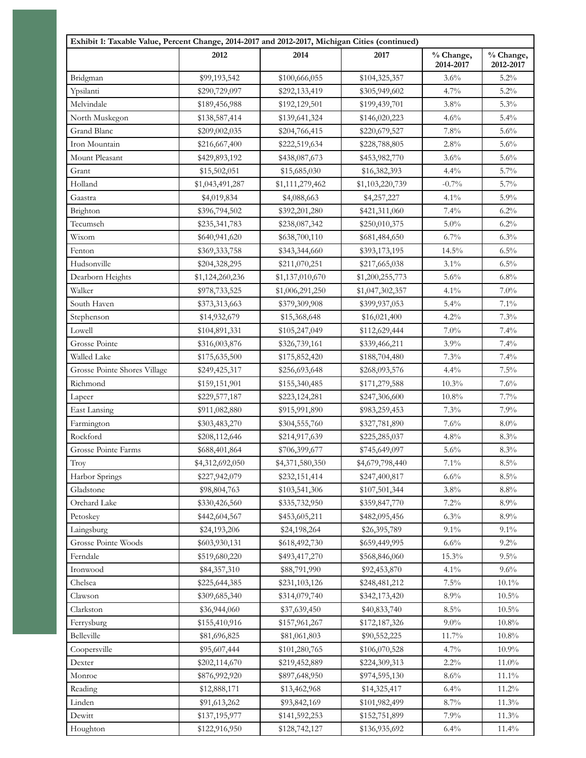| Exhibit 1: Taxable Value, Percent Change, 2014-2017 and 2012-2017, Michigan Cities (continued) | | | | | |
|---|---|---|---|---|---|
| | 2012 | 2014 | 2017 | % Change, 2014-2017 | % Change, 2012-2017 |
| Bridgman | $99,193,542 | $100,666,055 | $104,325,357 | 3.6% | 5.2% |
| Ypsilanti | $290,729,097 | $292,133,419 | $305,949,602 | 4.7% | 5.2% |
| Melvindale | $189,456,988 | $192,129,501 | $199,439,701 | 3.8% | 5.3% |
| North Muskegon | $138,587,414 | $139,641,324 | $146,020,223 | 4.6% | 5.4% |
| Grand Blanc | $209,002,035 | $204,766,415 | $220,679,527 | 7.8% | 5.6% |
| Iron Mountain | $216,667,400 | $222,519,634 | $228,788,805 | 2.8% | 5.6% |
| Mount Pleasant | $429,893,192 | $438,087,673 | $453,982,770 | 3.6% | 5.6% |
| Grant | $15,502,051 | $15,685,030 | $16,382,393 | 4.4% | 5.7% |
| Holland | $1,043,491,287 | $1,111,279,462 | $1,103,220,739 | -0.7% | 5.7% |
| Gaastra | $4,019,834 | $4,088,663 | $4,257,227 | 4.1% | 5.9% |
| Brighton | $396,794,502 | $392,201,280 | $421,311,060 | 7.4% | 6.2% |
| Tecumseh | $235,341,783 | $238,087,342 | $250,010,375 | 5.0% | 6.2% |
| Wixom | $640,941,620 | $638,700,110 | $681,484,650 | 6.7% | 6.3% |
| Fenton | $369,333,758 | $343,344,660 | $393,173,195 | 14.5% | 6.5% |
| Hudsonville | $204,328,295 | $211,070,251 | $217,665,038 | 3.1% | 6.5% |
| Dearborn Heights | $1,124,260,236 | $1,137,010,670 | $1,200,255,773 | 5.6% | 6.8% |
| Walker | $978,733,525 | $1,006,291,250 | $1,047,302,357 | 4.1% | 7.0% |
| South Haven | $373,313,663 | $379,309,908 | $399,937,053 | 5.4% | 7.1% |
| Stephenson | $14,932,679 | $15,368,648 | $16,021,400 | 4.2% | 7.3% |
| Lowell | $104,891,331 | $105,247,049 | $112,629,444 | 7.0% | 7.4% |
| Grosse Pointe | $316,003,876 | $326,739,161 | $339,466,211 | 3.9% | 7.4% |
| Walled Lake | $175,635,500 | $175,852,420 | $188,704,480 | 7.3% | 7.4% |
| Grosse Pointe Shores Village | $249,425,317 | $256,693,648 | $268,093,576 | 4.4% | 7.5% |
| Richmond | $159,151,901 | $155,340,485 | $171,279,588 | 10.3% | 7.6% |
| Lapeer | $229,577,187 | $223,124,281 | $247,306,600 | 10.8% | 7.7% |
| East Lansing | $911,082,880 | $915,991,890 | $983,259,453 | 7.3% | 7.9% |
| Farmington | $303,483,270 | $304,555,760 | $327,781,890 | 7.6% | 8.0% |
| Rockford | $208,112,646 | $214,917,639 | $225,285,037 | 4.8% | 8.3% |
| Grosse Pointe Farms | $688,401,864 | $706,399,677 | $745,649,097 | 5.6% | 8.3% |
| Troy | $4,312,692,050 | $4,371,580,350 | $4,679,798,440 | 7.1% | 8.5% |
| Harbor Springs | $227,942,079 | $232,151,414 | $247,400,817 | 6.6% | 8.5% |
| Gladstone | $98,804,763 | $103,541,306 | $107,501,344 | 3.8% | 8.8% |
| Orchard Lake | $330,426,560 | $335,732,950 | $359,847,770 | 7.2% | 8.9% |
| Petoskey | $442,604,567 | $453,605,211 | $482,095,456 | 6.3% | 8.9% |
| Laingsburg | $24,193,206 | $24,198,264 | $26,395,789 | 9.1% | 9.1% |
| Grosse Pointe Woods | $603,930,131 | $618,492,730 | $659,449,995 | 6.6% | 9.2% |
| Ferndale | $519,680,220 | $493,417,270 | $568,846,060 | 15.3% | 9.5% |
| Ironwood | $84,357,310 | $88,791,990 | $92,453,870 | 4.1% | 9.6% |
| Chelsea | $225,644,385 | $231,103,126 | $248,481,212 | 7.5% | 10.1% |
| Clawson | $309,685,340 | $314,079,740 | $342,173,420 | 8.9% | 10.5% |
| Clarkston | $36,944,060 | $37,639,450 | $40,833,740 | 8.5% | 10.5% |
| Ferrysburg | $155,410,916 | $157,961,267 | $172,187,326 | 9.0% | 10.8% |
| Belleville | $81,696,825 | $81,061,803 | $90,552,225 | 11.7% | 10.8% |
| Coopersville | $95,607,444 | $101,280,765 | $106,070,528 | 4.7% | 10.9% |
| Dexter | $202,114,670 | $219,452,889 | $224,309,313 | 2.2% | 11.0% |
| Monroe | $876,992,920 | $897,648,950 | $974,595,130 | 8.6% | 11.1% |
| Reading | $12,888,171 | $13,462,968 | $14,325,417 | 6.4% | 11.2% |
| Linden | $91,613,262 | $93,842,169 | $101,982,499 | 8.7% | 11.3% |
| Dewitt | $137,195,977 | $141,592,253 | $152,751,899 | 7.9% | 11.3% |
| Houghton | $122,916,950 | $128,742,127 | $136,935,692 | 6.4% | 11.4% |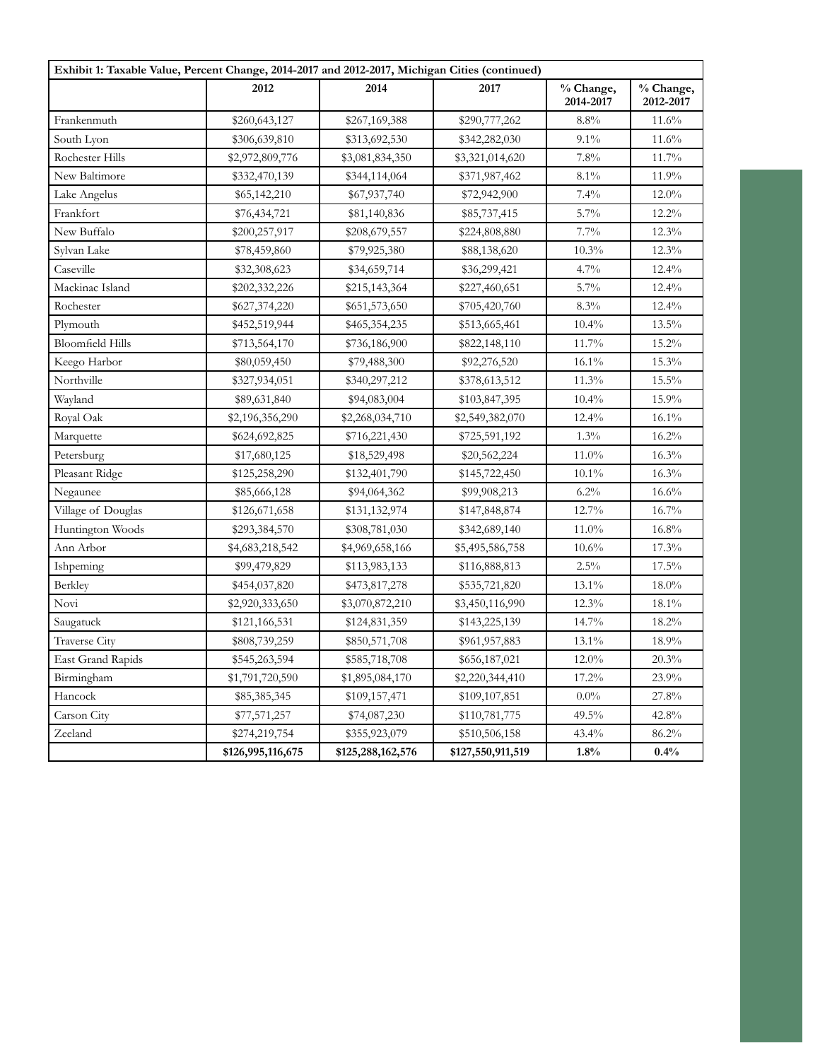| Exhibit 1: Taxable Value, Percent Change, 2014-2017 and 2012-2017, Michigan Cities (continued) | | | | | |
|---|---|---|---|---|---|
| | 2012 | 2014 | 2017 | % Change, 2014-2017 | % Change, 2012-2017 |
| Frankenmuth | $260,643,127 | $267,169,388 | $290,777,262 | 8.8% | 11.6% |
| South Lyon | $306,639,810 | $313,692,530 | $342,282,030 | 9.1% | 11.6% |
| Rochester Hills | $2,972,809,776 | $3,081,834,350 | $3,321,014,620 | 7.8% | 11.7% |
| New Baltimore | $332,470,139 | $344,114,064 | $371,987,462 | 8.1% | 11.9% |
| Lake Angelus | $65,142,210 | $67,937,740 | $72,942,900 | 7.4% | 12.0% |
| Frankfort | $76,434,721 | $81,140,836 | $85,737,415 | 5.7% | 12.2% |
| New Buffalo | $200,257,917 | $208,679,557 | $224,808,880 | 7.7% | 12.3% |
| Sylvan Lake | $78,459,860 | $79,925,380 | $88,138,620 | 10.3% | 12.3% |
| Caseville | $32,308,623 | $34,659,714 | $36,299,421 | 4.7% | 12.4% |
| Mackinac Island | $202,332,226 | $215,143,364 | $227,460,651 | 5.7% | 12.4% |
| Rochester | $627,374,220 | $651,573,650 | $705,420,760 | 8.3% | 12.4% |
| Plymouth | $452,519,944 | $465,354,235 | $513,665,461 | 10.4% | 13.5% |
| Bloomfield Hills | $713,564,170 | $736,186,900 | $822,148,110 | 11.7% | 15.2% |
| Keego Harbor | $80,059,450 | $79,488,300 | $92,276,520 | 16.1% | 15.3% |
| Northville | $327,934,051 | $340,297,212 | $378,613,512 | 11.3% | 15.5% |
| Wayland | $89,631,840 | $94,083,004 | $103,847,395 | 10.4% | 15.9% |
| Royal Oak | $2,196,356,290 | $2,268,034,710 | $2,549,382,070 | 12.4% | 16.1% |
| Marquette | $624,692,825 | $716,221,430 | $725,591,192 | 1.3% | 16.2% |
| Petersburg | $17,680,125 | $18,529,498 | $20,562,224 | 11.0% | 16.3% |
| Pleasant Ridge | $125,258,290 | $132,401,790 | $145,722,450 | 10.1% | 16.3% |
| Negaunee | $85,666,128 | $94,064,362 | $99,908,213 | 6.2% | 16.6% |
| Village of Douglas | $126,671,658 | $131,132,974 | $147,848,874 | 12.7% | 16.7% |
| Huntington Woods | $293,384,570 | $308,781,030 | $342,689,140 | 11.0% | 16.8% |
| Ann Arbor | $4,683,218,542 | $4,969,658,166 | $5,495,586,758 | 10.6% | 17.3% |
| Ishpeming | $99,479,829 | $113,983,133 | $116,888,813 | 2.5% | 17.5% |
| Berkley | $454,037,820 | $473,817,278 | $535,721,820 | 13.1% | 18.0% |
| Novi | $2,920,333,650 | $3,070,872,210 | $3,450,116,990 | 12.3% | 18.1% |
| Saugatuck | $121,166,531 | $124,831,359 | $143,225,139 | 14.7% | 18.2% |
| Traverse City | $808,739,259 | $850,571,708 | $961,957,883 | 13.1% | 18.9% |
| East Grand Rapids | $545,263,594 | $585,718,708 | $656,187,021 | 12.0% | 20.3% |
| Birmingham | $1,791,720,590 | $1,895,084,170 | $2,220,344,410 | 17.2% | 23.9% |
| Hancock | $85,385,345 | $109,157,471 | $109,107,851 | 0.0% | 27.8% |
| Carson City | $77,571,257 | $74,087,230 | $110,781,775 | 49.5% | 42.8% |
| Zeeland | $274,219,754 | $355,923,079 | $510,506,158 | 43.4% | 86.2% |
| | **$126,995,116,675** | **$125,288,162,576** | **$127,550,911,519** | **1.8%** | **0.4%** |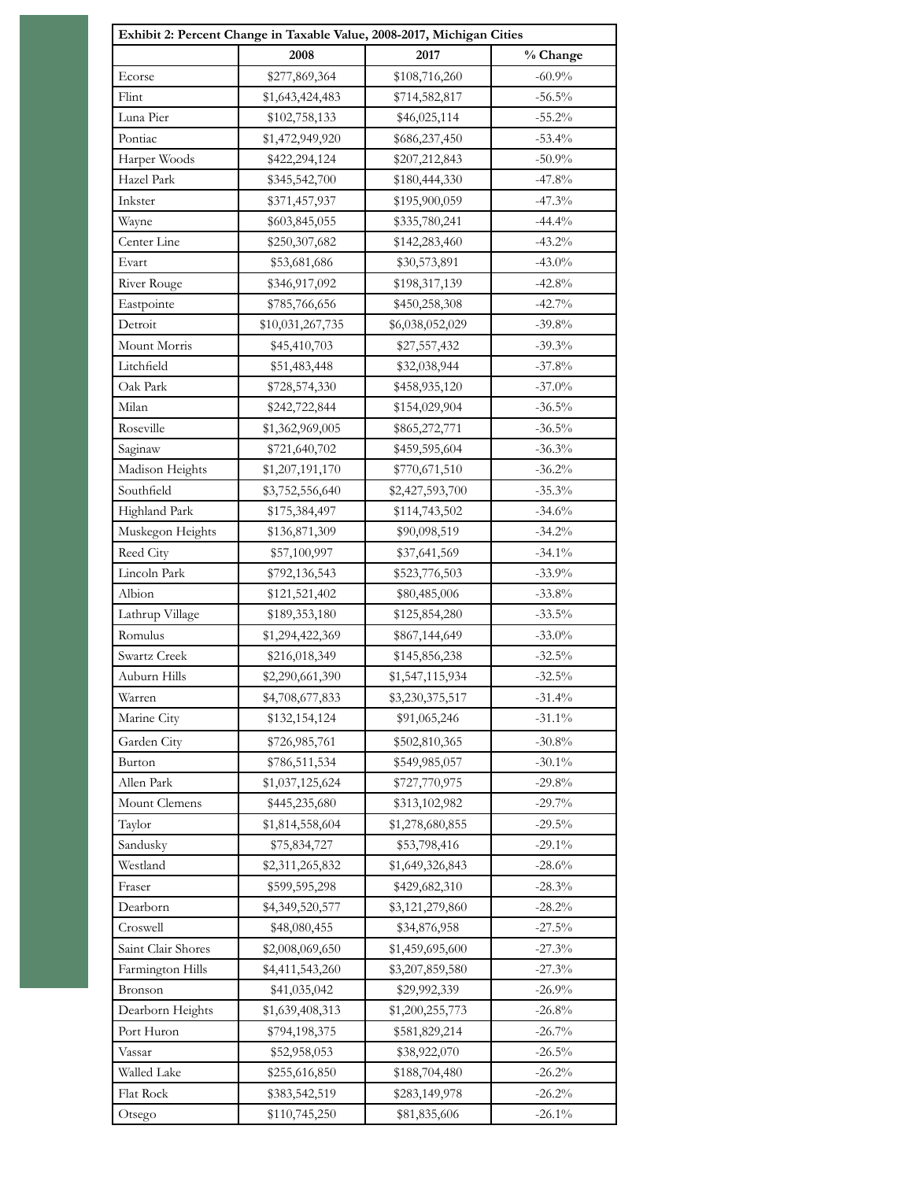**Exhibit 2: Percent Change in Taxable Value, 2008-2017, Michigan Cities**

| | 2008 | 2017 | % Change |
|---|---|---|---|
| Ecorse | $277,869,364 | $108,716,260 | -60.9% |
| Flint | $1,643,424,483 | $714,582,817 | -56.5% |
| Luna Pier | $102,758,133 | $46,025,114 | -55.2% |
| Pontiac | $1,472,949,920 | $686,237,450 | -53.4% |
| Harper Woods | $422,294,124 | $207,212,843 | -50.9% |
| Hazel Park | $345,542,700 | $180,444,330 | -47.8% |
| Inkster | $371,457,937 | $195,900,059 | -47.3% |
| Wayne | $603,845,055 | $335,780,241 | -44.4% |
| Center Line | $250,307,682 | $142,283,460 | -43.2% |
| Evart | $53,681,686 | $30,573,891 | -43.0% |
| River Rouge | $346,917,092 | $198,317,139 | -42.8% |
| Eastpointe | $785,766,656 | $450,258,308 | -42.7% |
| Detroit | $10,031,267,735 | $6,038,052,029 | -39.8% |
| Mount Morris | $45,410,703 | $27,557,432 | -39.3% |
| Litchfield | $51,483,448 | $32,038,944 | -37.8% |
| Oak Park | $728,574,330 | $458,935,120 | -37.0% |
| Milan | $242,722,844 | $154,029,904 | -36.5% |
| Roseville | $1,362,969,005 | $865,272,771 | -36.5% |
| Saginaw | $721,640,702 | $459,595,604 | -36.3% |
| Madison Heights | $1,207,191,170 | $770,671,510 | -36.2% |
| Southfield | $3,752,556,640 | $2,427,593,700 | -35.3% |
| Highland Park | $175,384,497 | $114,743,502 | -34.6% |
| Muskegon Heights | $136,871,309 | $90,098,519 | -34.2% |
| Reed City | $57,100,997 | $37,641,569 | -34.1% |
| Lincoln Park | $792,136,543 | $523,776,503 | -33.9% |
| Albion | $121,521,402 | $80,485,006 | -33.8% |
| Lathrup Village | $189,353,180 | $125,854,280 | -33.5% |
| Romulus | $1,294,422,369 | $867,144,649 | -33.0% |
| Swartz Creek | $216,018,349 | $145,856,238 | -32.5% |
| Auburn Hills | $2,290,661,390 | $1,547,115,934 | -32.5% |
| Warren | $4,708,677,833 | $3,230,375,517 | -31.4% |
| Marine City | $132,154,124 | $91,065,246 | -31.1% |
| Garden City | $726,985,761 | $502,810,365 | -30.8% |
| Burton | $786,511,534 | $549,985,057 | -30.1% |
| Allen Park | $1,037,125,624 | $727,770,975 | -29.8% |
| Mount Clemens | $445,235,680 | $313,102,982 | -29.7% |
| Taylor | $1,814,558,604 | $1,278,680,855 | -29.5% |
| Sandusky | $75,834,727 | $53,798,416 | -29.1% |
| Westland | $2,311,265,832 | $1,649,326,843 | -28.6% |
| Fraser | $599,595,298 | $429,682,310 | -28.3% |
| Dearborn | $4,349,520,577 | $3,121,279,860 | -28.2% |
| Croswell | $48,080,455 | $34,876,958 | -27.5% |
| Saint Clair Shores | $2,008,069,650 | $1,459,695,600 | -27.3% |
| Farmington Hills | $4,411,543,260 | $3,207,859,580 | -27.3% |
| Bronson | $41,035,042 | $29,992,339 | -26.9% |
| Dearborn Heights | $1,639,408,313 | $1,200,255,773 | -26.8% |
| Port Huron | $794,198,375 | $581,829,214 | -26.7% |
| Vassar | $52,958,053 | $38,922,070 | -26.5% |
| Walled Lake | $255,616,850 | $188,704,480 | -26.2% |
| Flat Rock | $383,542,519 | $283,149,978 | -26.2% |
| Otsego | $110,745,250 | $81,835,606 | -26.1% |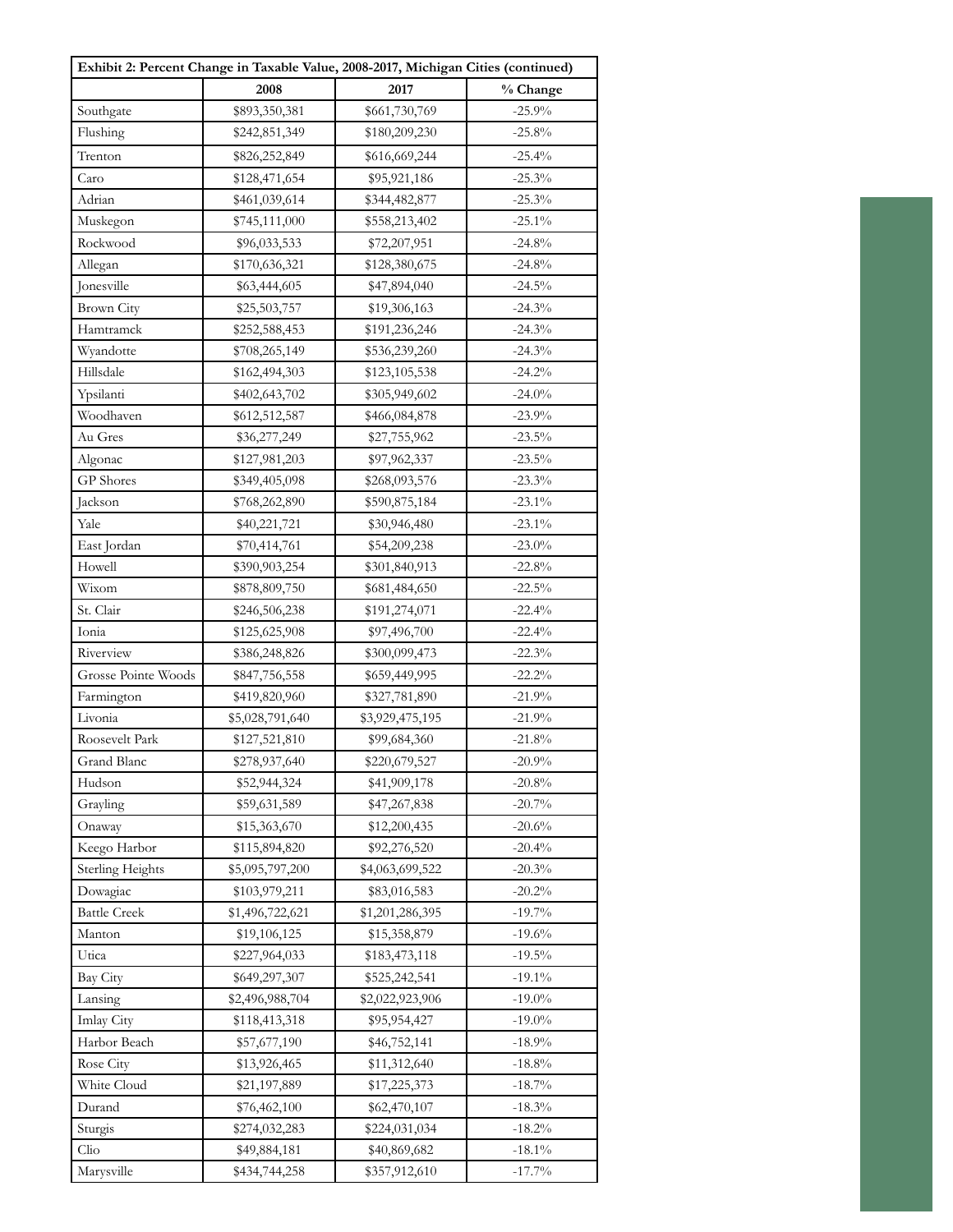| Exhibit 2: Percent Change in Taxable Value, 2008-2017, Michigan Cities (continued) | | | |
|---|---|---|---|
| | 2008 | 2017 | % Change |
| Southgate | $893,350,381 | $661,730,769 | -25.9% |
| Flushing | $242,851,349 | $180,209,230 | -25.8% |
| Trenton | $826,252,849 | $616,669,244 | -25.4% |
| Caro | $128,471,654 | $95,921,186 | -25.3% |
| Adrian | $461,039,614 | $344,482,877 | -25.3% |
| Muskegon | $745,111,000 | $558,213,402 | -25.1% |
| Rockwood | $96,033,533 | $72,207,951 | -24.8% |
| Allegan | $170,636,321 | $128,380,675 | -24.8% |
| Jonesville | $63,444,605 | $47,894,040 | -24.5% |
| Brown City | $25,503,757 | $19,306,163 | -24.3% |
| Hamtramck | $252,588,453 | $191,236,246 | -24.3% |
| Wyandotte | $708,265,149 | $536,239,260 | -24.3% |
| Hillsdale | $162,494,303 | $123,105,538 | -24.2% |
| Ypsilanti | $402,643,702 | $305,949,602 | -24.0% |
| Woodhaven | $612,512,587 | $466,084,878 | -23.9% |
| Au Gres | $36,277,249 | $27,755,962 | -23.5% |
| Algonac | $127,981,203 | $97,962,337 | -23.5% |
| GP Shores | $349,405,098 | $268,093,576 | -23.3% |
| Jackson | $768,262,890 | $590,875,184 | -23.1% |
| Yale | $40,221,721 | $30,946,480 | -23.1% |
| East Jordan | $70,414,761 | $54,209,238 | -23.0% |
| Howell | $390,903,254 | $301,840,913 | -22.8% |
| Wixom | $878,809,750 | $681,484,650 | -22.5% |
| St. Clair | $246,506,238 | $191,274,071 | -22.4% |
| Ionia | $125,625,908 | $97,496,700 | -22.4% |
| Riverview | $386,248,826 | $300,099,473 | -22.3% |
| Grosse Pointe Woods | $847,756,558 | $659,449,995 | -22.2% |
| Farmington | $419,820,960 | $327,781,890 | -21.9% |
| Livonia | $5,028,791,640 | $3,929,475,195 | -21.9% |
| Roosevelt Park | $127,521,810 | $99,684,360 | -21.8% |
| Grand Blanc | $278,937,640 | $220,679,527 | -20.9% |
| Hudson | $52,944,324 | $41,909,178 | -20.8% |
| Grayling | $59,631,589 | $47,267,838 | -20.7% |
| Onaway | $15,363,670 | $12,200,435 | -20.6% |
| Keego Harbor | $115,894,820 | $92,276,520 | -20.4% |
| Sterling Heights | $5,095,797,200 | $4,063,699,522 | -20.3% |
| Dowagiac | $103,979,211 | $83,016,583 | -20.2% |
| Battle Creek | $1,496,722,621 | $1,201,286,395 | -19.7% |
| Manton | $19,106,125 | $15,358,879 | -19.6% |
| Utica | $227,964,033 | $183,473,118 | -19.5% |
| Bay City | $649,297,307 | $525,242,541 | -19.1% |
| Lansing | $2,496,988,704 | $2,022,923,906 | -19.0% |
| Imlay City | $118,413,318 | $95,954,427 | -19.0% |
| Harbor Beach | $57,677,190 | $46,752,141 | -18.9% |
| Rose City | $13,926,465 | $11,312,640 | -18.8% |
| White Cloud | $21,197,889 | $17,225,373 | -18.7% |
| Durand | $76,462,100 | $62,470,107 | -18.3% |
| Sturgis | $274,032,283 | $224,031,034 | -18.2% |
| Clio | $49,884,181 | $40,869,682 | -18.1% |
| Marysville | $434,744,258 | $357,912,610 | -17.7% |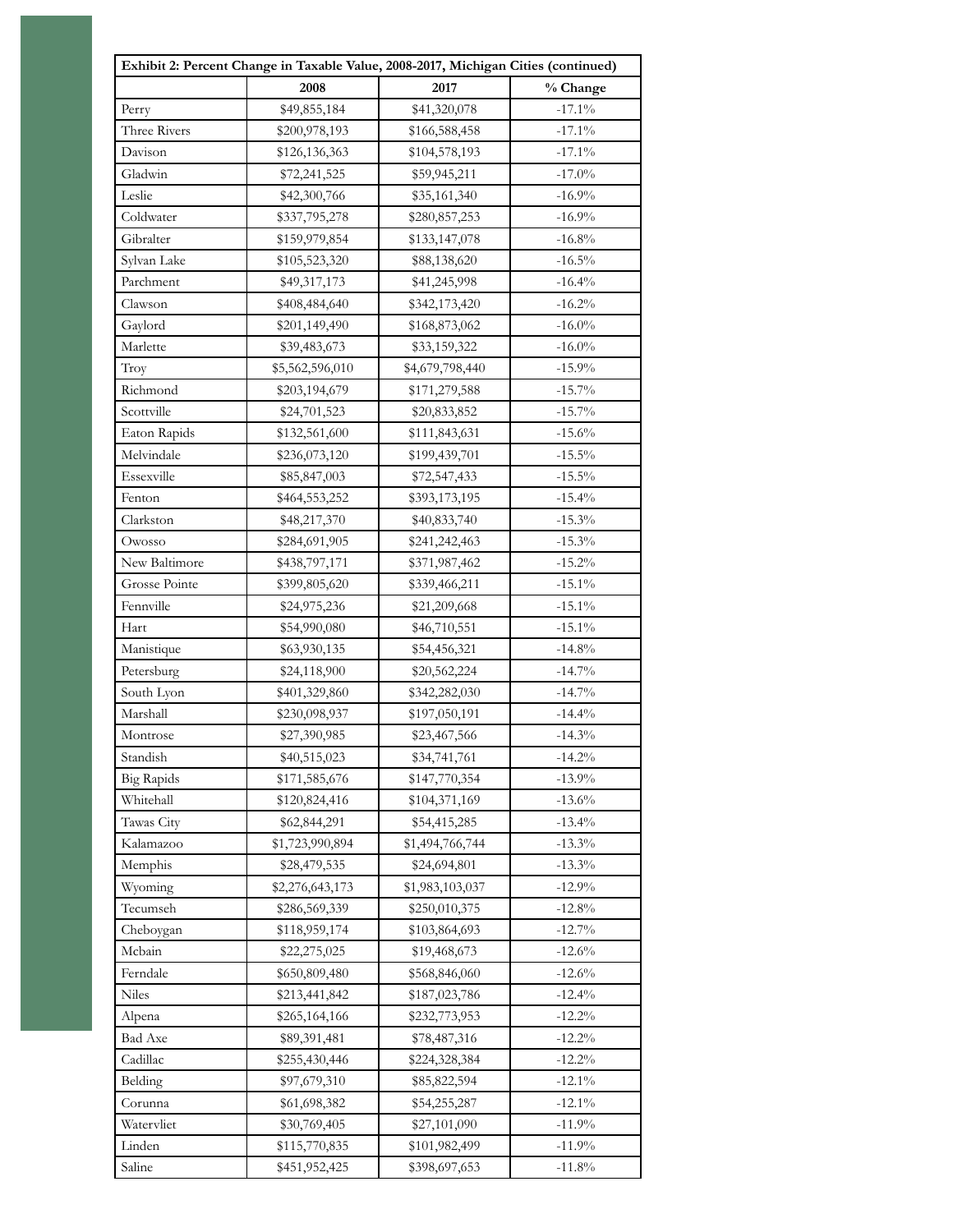| Exhibit 2: Percent Change in Taxable Value, 2008-2017, Michigan Cities (continued) | | | |
|---|---|---|---|
| | 2008 | 2017 | % Change |
| Perry | $49,855,184 | $41,320,078 | -17.1% |
| Three Rivers | $200,978,193 | $166,588,458 | -17.1% |
| Davison | $126,136,363 | $104,578,193 | -17.1% |
| Gladwin | $72,241,525 | $59,945,211 | -17.0% |
| Leslie | $42,300,766 | $35,161,340 | -16.9% |
| Coldwater | $337,795,278 | $280,857,253 | -16.9% |
| Gibralter | $159,979,854 | $133,147,078 | -16.8% |
| Sylvan Lake | $105,523,320 | $88,138,620 | -16.5% |
| Parchment | $49,317,173 | $41,245,998 | -16.4% |
| Clawson | $408,484,640 | $342,173,420 | -16.2% |
| Gaylord | $201,149,490 | $168,873,062 | -16.0% |
| Marlette | $39,483,673 | $33,159,322 | -16.0% |
| Troy | $5,562,596,010 | $4,679,798,440 | -15.9% |
| Richmond | $203,194,679 | $171,279,588 | -15.7% |
| Scottville | $24,701,523 | $20,833,852 | -15.7% |
| Eaton Rapids | $132,561,600 | $111,843,631 | -15.6% |
| Melvindale | $236,073,120 | $199,439,701 | -15.5% |
| Essexville | $85,847,003 | $72,547,433 | -15.5% |
| Fenton | $464,553,252 | $393,173,195 | -15.4% |
| Clarkston | $48,217,370 | $40,833,740 | -15.3% |
| Owosso | $284,691,905 | $241,242,463 | -15.3% |
| New Baltimore | $438,797,171 | $371,987,462 | -15.2% |
| Grosse Pointe | $399,805,620 | $339,466,211 | -15.1% |
| Fennville | $24,975,236 | $21,209,668 | -15.1% |
| Hart | $54,990,080 | $46,710,551 | -15.1% |
| Manistique | $63,930,135 | $54,456,321 | -14.8% |
| Petersburg | $24,118,900 | $20,562,224 | -14.7% |
| South Lyon | $401,329,860 | $342,282,030 | -14.7% |
| Marshall | $230,098,937 | $197,050,191 | -14.4% |
| Montrose | $27,390,985 | $23,467,566 | -14.3% |
| Standish | $40,515,023 | $34,741,761 | -14.2% |
| Big Rapids | $171,585,676 | $147,770,354 | -13.9% |
| Whitehall | $120,824,416 | $104,371,169 | -13.6% |
| Tawas City | $62,844,291 | $54,415,285 | -13.4% |
| Kalamazoo | $1,723,990,894 | $1,494,766,744 | -13.3% |
| Memphis | $28,479,535 | $24,694,801 | -13.3% |
| Wyoming | $2,276,643,173 | $1,983,103,037 | -12.9% |
| Tecumseh | $286,569,339 | $250,010,375 | -12.8% |
| Cheboygan | $118,959,174 | $103,864,693 | -12.7% |
| Mcbain | $22,275,025 | $19,468,673 | -12.6% |
| Ferndale | $650,809,480 | $568,846,060 | -12.6% |
| Niles | $213,441,842 | $187,023,786 | -12.4% |
| Alpena | $265,164,166 | $232,773,953 | -12.2% |
| Bad Axe | $89,391,481 | $78,487,316 | -12.2% |
| Cadillac | $255,430,446 | $224,328,384 | -12.2% |
| Belding | $97,679,310 | $85,822,594 | -12.1% |
| Corunna | $61,698,382 | $54,255,287 | -12.1% |
| Watervliet | $30,769,405 | $27,101,090 | -11.9% |
| Linden | $115,770,835 | $101,982,499 | -11.9% |
| Saline | $451,952,425 | $398,697,653 | -11.8% |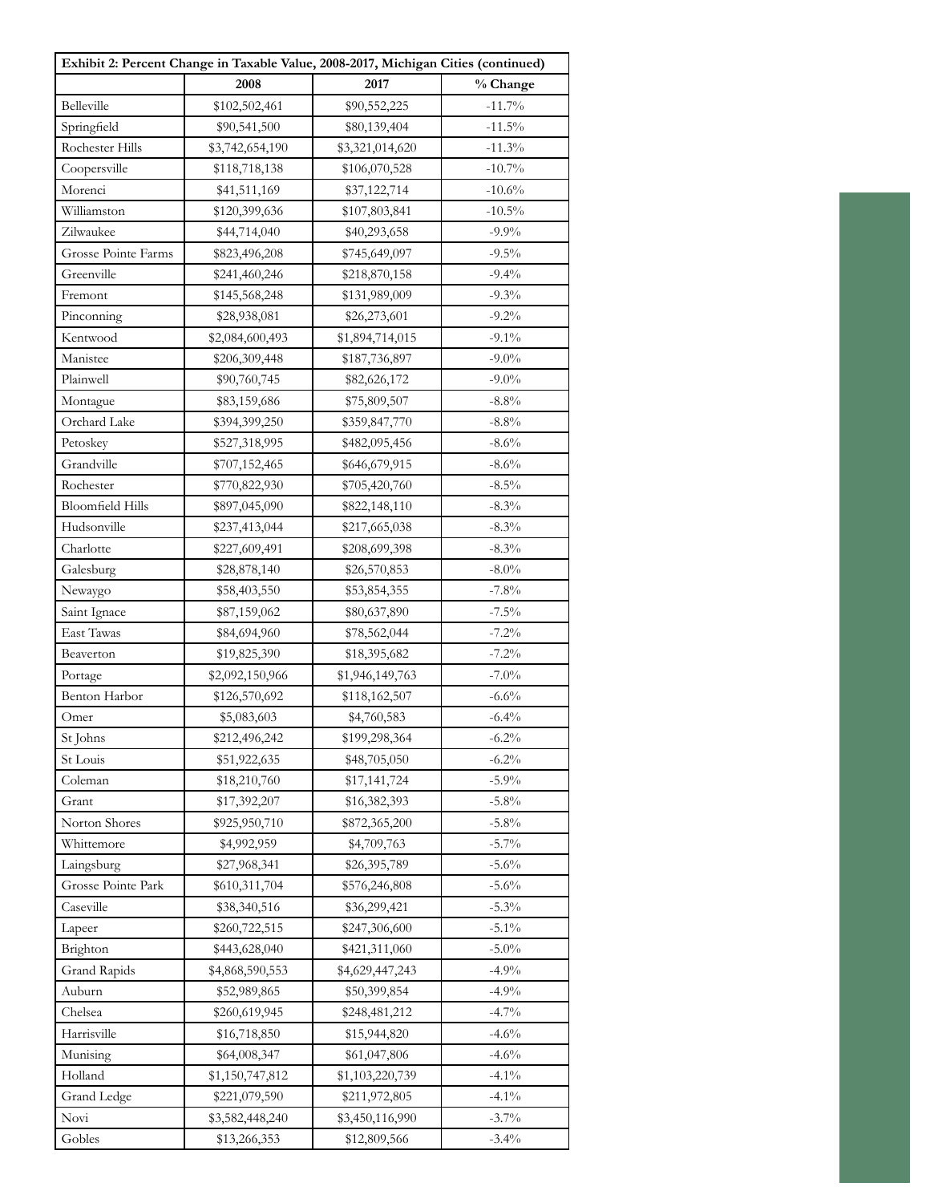| Exhibit 2: Percent Change in Taxable Value, 2008-2017, Michigan Cities (continued) | | | |
|---|---|---|---|
| | 2008 | 2017 | % Change |
| Belleville | $102,502,461 | $90,552,225 | -11.7% |
| Springfield | $90,541,500 | $80,139,404 | -11.5% |
| Rochester Hills | $3,742,654,190 | $3,321,014,620 | -11.3% |
| Coopersville | $118,718,138 | $106,070,528 | -10.7% |
| Morenci | $41,511,169 | $37,122,714 | -10.6% |
| Williamston | $120,399,636 | $107,803,841 | -10.5% |
| Zilwaukee | $44,714,040 | $40,293,658 | -9.9% |
| Grosse Pointe Farms | $823,496,208 | $745,649,097 | -9.5% |
| Greenville | $241,460,246 | $218,870,158 | -9.4% |
| Fremont | $145,568,248 | $131,989,009 | -9.3% |
| Pinconning | $28,938,081 | $26,273,601 | -9.2% |
| Kentwood | $2,084,600,493 | $1,894,714,015 | -9.1% |
| Manistee | $206,309,448 | $187,736,897 | -9.0% |
| Plainwell | $90,760,745 | $82,626,172 | -9.0% |
| Montague | $83,159,686 | $75,809,507 | -8.8% |
| Orchard Lake | $394,399,250 | $359,847,770 | -8.8% |
| Petoskey | $527,318,995 | $482,095,456 | -8.6% |
| Grandville | $707,152,465 | $646,679,915 | -8.6% |
| Rochester | $770,822,930 | $705,420,760 | -8.5% |
| Bloomfield Hills | $897,045,090 | $822,148,110 | -8.3% |
| Hudsonville | $237,413,044 | $217,665,038 | -8.3% |
| Charlotte | $227,609,491 | $208,699,398 | -8.3% |
| Galesburg | $28,878,140 | $26,570,853 | -8.0% |
| Newaygo | $58,403,550 | $53,854,355 | -7.8% |
| Saint Ignace | $87,159,062 | $80,637,890 | -7.5% |
| East Tawas | $84,694,960 | $78,562,044 | -7.2% |
| Beaverton | $19,825,390 | $18,395,682 | -7.2% |
| Portage | $2,092,150,966 | $1,946,149,763 | -7.0% |
| Benton Harbor | $126,570,692 | $118,162,507 | -6.6% |
| Omer | $5,083,603 | $4,760,583 | -6.4% |
| St Johns | $212,496,242 | $199,298,364 | -6.2% |
| St Louis | $51,922,635 | $48,705,050 | -6.2% |
| Coleman | $18,210,760 | $17,141,724 | -5.9% |
| Grant | $17,392,207 | $16,382,393 | -5.8% |
| Norton Shores | $925,950,710 | $872,365,200 | -5.8% |
| Whittemore | $4,992,959 | $4,709,763 | -5.7% |
| Laingsburg | $27,968,341 | $26,395,789 | -5.6% |
| Grosse Pointe Park | $610,311,704 | $576,246,808 | -5.6% |
| Caseville | $38,340,516 | $36,299,421 | -5.3% |
| Lapeer | $260,722,515 | $247,306,600 | -5.1% |
| Brighton | $443,628,040 | $421,311,060 | -5.0% |
| Grand Rapids | $4,868,590,553 | $4,629,447,243 | -4.9% |
| Auburn | $52,989,865 | $50,399,854 | -4.9% |
| Chelsea | $260,619,945 | $248,481,212 | -4.7% |
| Harrisville | $16,718,850 | $15,944,820 | -4.6% |
| Munising | $64,008,347 | $61,047,806 | -4.6% |
| Holland | $1,150,747,812 | $1,103,220,739 | -4.1% |
| Grand Ledge | $221,079,590 | $211,972,805 | -4.1% |
| Novi | $3,582,448,240 | $3,450,116,990 | -3.7% |
| Gobles | $13,266,353 | $12,809,566 | -3.4% |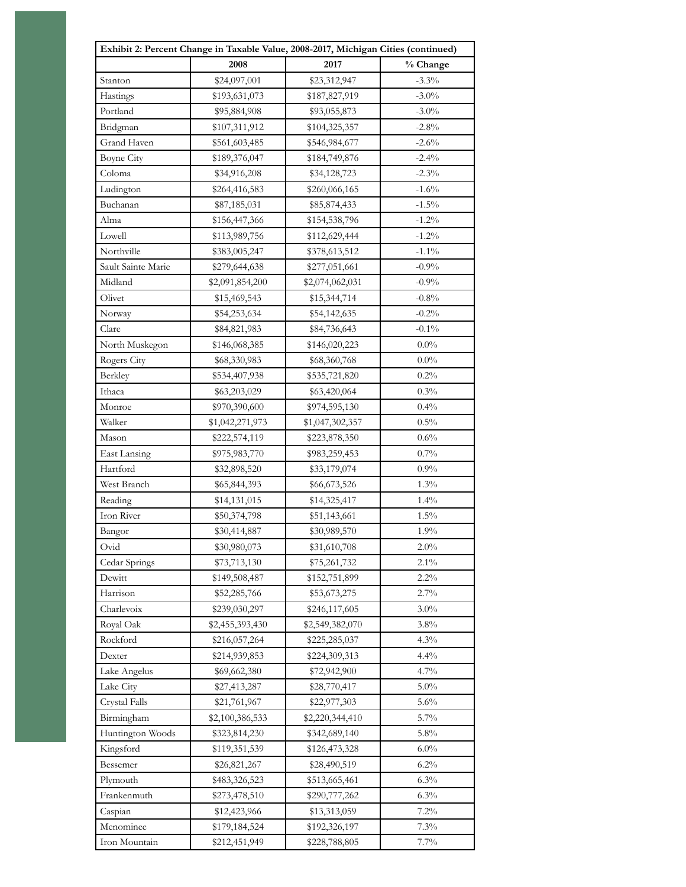| Exhibit 2: Percent Change in Taxable Value, 2008-2017, Michigan Cities (continued) | | | |
|---|---|---|---|
| | 2008 | 2017 | % Change |
| Stanton | $24,097,001 | $23,312,947 | -3.3% |
| Hastings | $193,631,073 | $187,827,919 | -3.0% |
| Portland | $95,884,908 | $93,055,873 | -3.0% |
| Bridgman | $107,311,912 | $104,325,357 | -2.8% |
| Grand Haven | $561,603,485 | $546,984,677 | -2.6% |
| Boyne City | $189,376,047 | $184,749,876 | -2.4% |
| Coloma | $34,916,208 | $34,128,723 | -2.3% |
| Ludington | $264,416,583 | $260,066,165 | -1.6% |
| Buchanan | $87,185,031 | $85,874,433 | -1.5% |
| Alma | $156,447,366 | $154,538,796 | -1.2% |
| Lowell | $113,989,756 | $112,629,444 | -1.2% |
| Northville | $383,005,247 | $378,613,512 | -1.1% |
| Sault Sainte Marie | $279,644,638 | $277,051,661 | -0.9% |
| Midland | $2,091,854,200 | $2,074,062,031 | -0.9% |
| Olivet | $15,469,543 | $15,344,714 | -0.8% |
| Norway | $54,253,634 | $54,142,635 | -0.2% |
| Clare | $84,821,983 | $84,736,643 | -0.1% |
| North Muskegon | $146,068,385 | $146,020,223 | 0.0% |
| Rogers City | $68,330,983 | $68,360,768 | 0.0% |
| Berkley | $534,407,938 | $535,721,820 | 0.2% |
| Ithaca | $63,203,029 | $63,420,064 | 0.3% |
| Monroe | $970,390,600 | $974,595,130 | 0.4% |
| Walker | $1,042,271,973 | $1,047,302,357 | 0.5% |
| Mason | $222,574,119 | $223,878,350 | 0.6% |
| East Lansing | $975,983,770 | $983,259,453 | 0.7% |
| Hartford | $32,898,520 | $33,179,074 | 0.9% |
| West Branch | $65,844,393 | $66,673,526 | 1.3% |
| Reading | $14,131,015 | $14,325,417 | 1.4% |
| Iron River | $50,374,798 | $51,143,661 | 1.5% |
| Bangor | $30,414,887 | $30,989,570 | 1.9% |
| Ovid | $30,980,073 | $31,610,708 | 2.0% |
| Cedar Springs | $73,713,130 | $75,261,732 | 2.1% |
| Dewitt | $149,508,487 | $152,751,899 | 2.2% |
| Harrison | $52,285,766 | $53,673,275 | 2.7% |
| Charlevoix | $239,030,297 | $246,117,605 | 3.0% |
| Royal Oak | $2,455,393,430 | $2,549,382,070 | 3.8% |
| Rockford | $216,057,264 | $225,285,037 | 4.3% |
| Dexter | $214,939,853 | $224,309,313 | 4.4% |
| Lake Angelus | $69,662,380 | $72,942,900 | 4.7% |
| Lake City | $27,413,287 | $28,770,417 | 5.0% |
| Crystal Falls | $21,761,967 | $22,977,303 | 5.6% |
| Birmingham | $2,100,386,533 | $2,220,344,410 | 5.7% |
| Huntington Woods | $323,814,230 | $342,689,140 | 5.8% |
| Kingsford | $119,351,539 | $126,473,328 | 6.0% |
| Bessemer | $26,821,267 | $28,490,519 | 6.2% |
| Plymouth | $483,326,523 | $513,665,461 | 6.3% |
| Frankenmuth | $273,478,510 | $290,777,262 | 6.3% |
| Caspian | $12,423,966 | $13,313,059 | 7.2% |
| Menominee | $179,184,524 | $192,326,197 | 7.3% |
| Iron Mountain | $212,451,949 | $228,788,805 | 7.7% |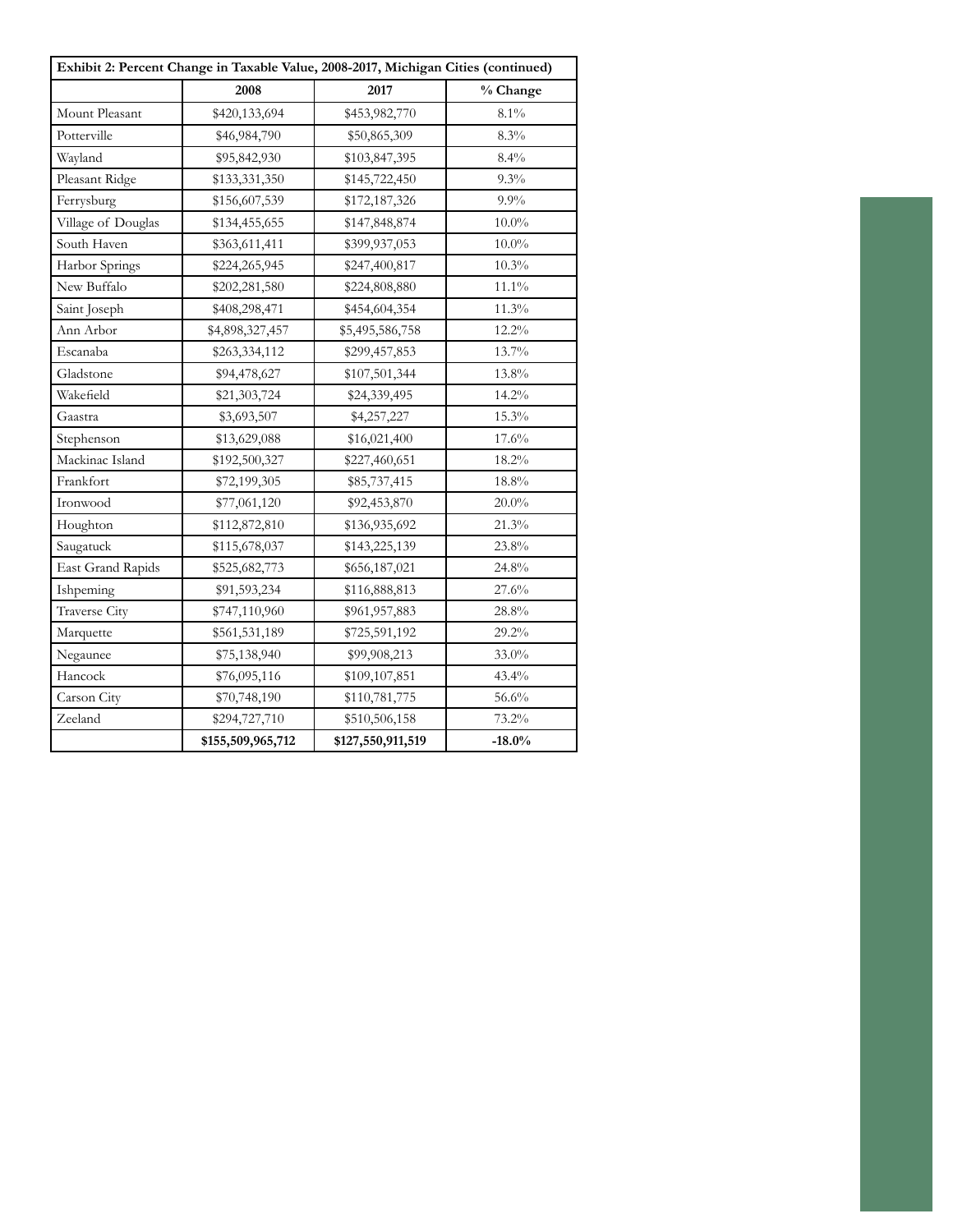| Exhibit 2: Percent Change in Taxable Value, 2008-2017, Michigan Cities (continued) | | | |
|---|---|---|---|
| | **2008** | **2017** | **% Change** |
| Mount Pleasant | $420,133,694 | $453,982,770 | 8.1% |
| Potterville | $46,984,790 | $50,865,309 | 8.3% |
| Wayland | $95,842,930 | $103,847,395 | 8.4% |
| Pleasant Ridge | $133,331,350 | $145,722,450 | 9.3% |
| Ferrysburg | $156,607,539 | $172,187,326 | 9.9% |
| Village of Douglas | $134,455,655 | $147,848,874 | 10.0% |
| South Haven | $363,611,411 | $399,937,053 | 10.0% |
| Harbor Springs | $224,265,945 | $247,400,817 | 10.3% |
| New Buffalo | $202,281,580 | $224,808,880 | 11.1% |
| Saint Joseph | $408,298,471 | $454,604,354 | 11.3% |
| Ann Arbor | $4,898,327,457 | $5,495,586,758 | 12.2% |
| Escanaba | $263,334,112 | $299,457,853 | 13.7% |
| Gladstone | $94,478,627 | $107,501,344 | 13.8% |
| Wakefield | $21,303,724 | $24,339,495 | 14.2% |
| Gaastra | $3,693,507 | $4,257,227 | 15.3% |
| Stephenson | $13,629,088 | $16,021,400 | 17.6% |
| Mackinac Island | $192,500,327 | $227,460,651 | 18.2% |
| Frankfort | $72,199,305 | $85,737,415 | 18.8% |
| Ironwood | $77,061,120 | $92,453,870 | 20.0% |
| Houghton | $112,872,810 | $136,935,692 | 21.3% |
| Saugatuck | $115,678,037 | $143,225,139 | 23.8% |
| East Grand Rapids | $525,682,773 | $656,187,021 | 24.8% |
| Ishpeming | $91,593,234 | $116,888,813 | 27.6% |
| Traverse City | $747,110,960 | $961,957,883 | 28.8% |
| Marquette | $561,531,189 | $725,591,192 | 29.2% |
| Negaunee | $75,138,940 | $99,908,213 | 33.0% |
| Hancock | $76,095,116 | $109,107,851 | 43.4% |
| Carson City | $70,748,190 | $110,781,775 | 56.6% |
| Zeeland | $294,727,710 | $510,506,158 | 73.2% |
| | **$155,509,965,712** | **$127,550,911,519** | **-18.0%** |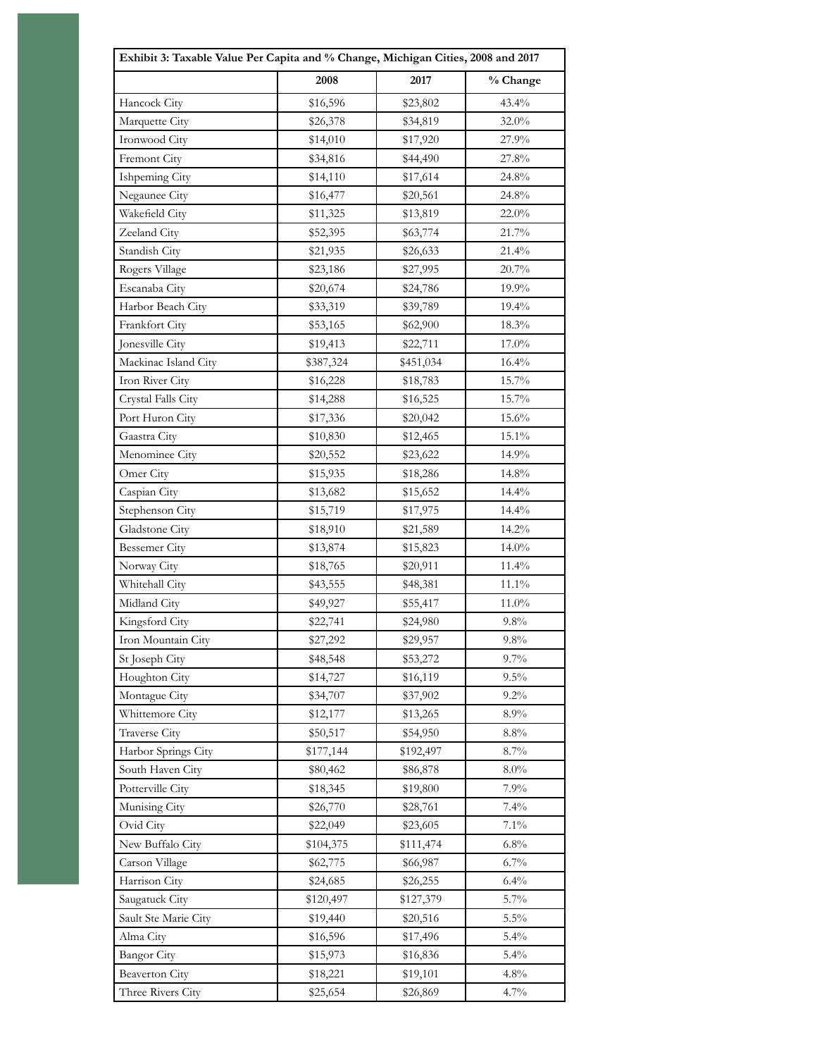| Exhibit 3: Taxable Value Per Capita and % Change, Michigan Cities, 2008 and 2017 | | | |
|---|---|---|---|
| | 2008 | 2017 | % Change |
| Hancock City | $16,596 | $23,802 | 43.4% |
| Marquette City | $26,378 | $34,819 | 32.0% |
| Ironwood City | $14,010 | $17,920 | 27.9% |
| Fremont City | $34,816 | $44,490 | 27.8% |
| Ishpeming City | $14,110 | $17,614 | 24.8% |
| Negaunee City | $16,477 | $20,561 | 24.8% |
| Wakefield City | $11,325 | $13,819 | 22.0% |
| Zeeland City | $52,395 | $63,774 | 21.7% |
| Standish City | $21,935 | $26,633 | 21.4% |
| Rogers Village | $23,186 | $27,995 | 20.7% |
| Escanaba City | $20,674 | $24,786 | 19.9% |
| Harbor Beach City | $33,319 | $39,789 | 19.4% |
| Frankfort City | $53,165 | $62,900 | 18.3% |
| Jonesville City | $19,413 | $22,711 | 17.0% |
| Mackinac Island City | $387,324 | $451,034 | 16.4% |
| Iron River City | $16,228 | $18,783 | 15.7% |
| Crystal Falls City | $14,288 | $16,525 | 15.7% |
| Port Huron City | $17,336 | $20,042 | 15.6% |
| Gaastra City | $10,830 | $12,465 | 15.1% |
| Menominee City | $20,552 | $23,622 | 14.9% |
| Omer City | $15,935 | $18,286 | 14.8% |
| Caspian City | $13,682 | $15,652 | 14.4% |
| Stephenson City | $15,719 | $17,975 | 14.4% |
| Gladstone City | $18,910 | $21,589 | 14.2% |
| Bessemer City | $13,874 | $15,823 | 14.0% |
| Norway City | $18,765 | $20,911 | 11.4% |
| Whitehall City | $43,555 | $48,381 | 11.1% |
| Midland City | $49,927 | $55,417 | 11.0% |
| Kingsford City | $22,741 | $24,980 | 9.8% |
| Iron Mountain City | $27,292 | $29,957 | 9.8% |
| St Joseph City | $48,548 | $53,272 | 9.7% |
| Houghton City | $14,727 | $16,119 | 9.5% |
| Montague City | $34,707 | $37,902 | 9.2% |
| Whittemore City | $12,177 | $13,265 | 8.9% |
| Traverse City | $50,517 | $54,950 | 8.8% |
| Harbor Springs City | $177,144 | $192,497 | 8.7% |
| South Haven City | $80,462 | $86,878 | 8.0% |
| Potterville City | $18,345 | $19,800 | 7.9% |
| Munising City | $26,770 | $28,761 | 7.4% |
| Ovid City | $22,049 | $23,605 | 7.1% |
| New Buffalo City | $104,375 | $111,474 | 6.8% |
| Carson Village | $62,775 | $66,987 | 6.7% |
| Harrison City | $24,685 | $26,255 | 6.4% |
| Saugatuck City | $120,497 | $127,379 | 5.7% |
| Sault Ste Marie City | $19,440 | $20,516 | 5.5% |
| Alma City | $16,596 | $17,496 | 5.4% |
| Bangor City | $15,973 | $16,836 | 5.4% |
| Beaverton City | $18,221 | $19,101 | 4.8% |
| Three Rivers City | $25,654 | $26,869 | 4.7% |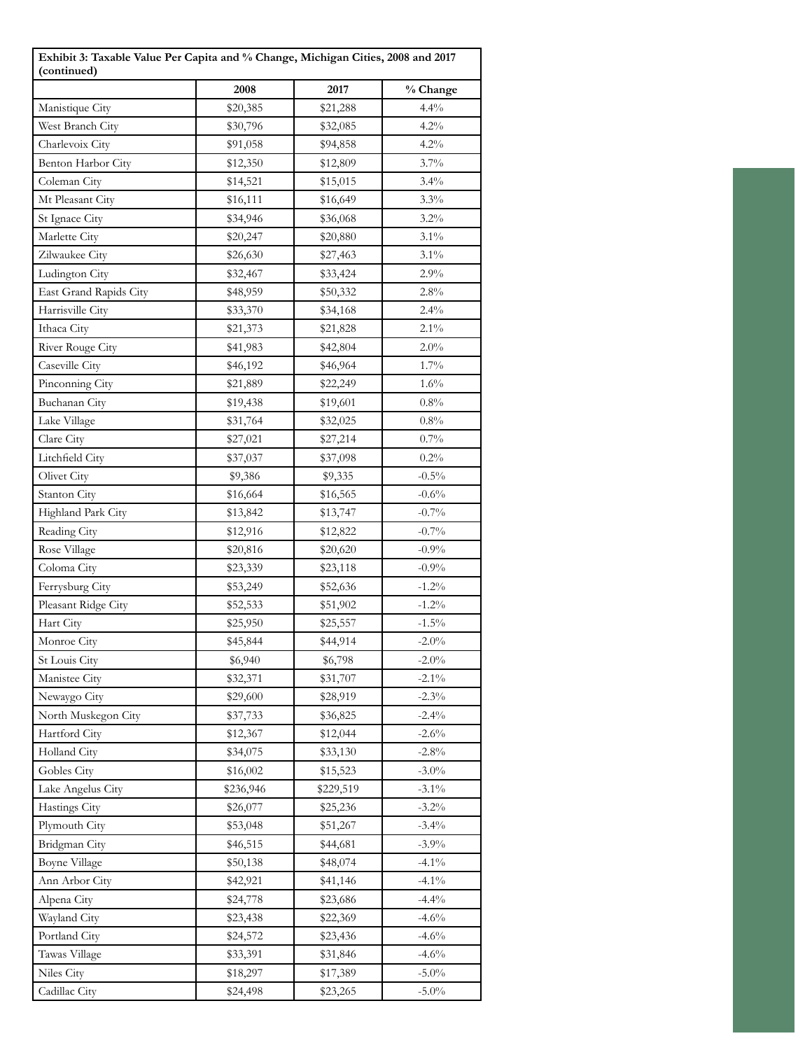**Exhibit 3: Taxable Value Per Capita and % Change, Michigan Cities, 2008 and 2017 (continued)**

| | 2008 | 2017 | % Change |
|---|---|---|---|
| Manistique City | $20,385 | $21,288 | 4.4% |
| West Branch City | $30,796 | $32,085 | 4.2% |
| Charlevoix City | $91,058 | $94,858 | 4.2% |
| Benton Harbor City | $12,350 | $12,809 | 3.7% |
| Coleman City | $14,521 | $15,015 | 3.4% |
| Mt Pleasant City | $16,111 | $16,649 | 3.3% |
| St Ignace City | $34,946 | $36,068 | 3.2% |
| Marlette City | $20,247 | $20,880 | 3.1% |
| Zilwaukee City | $26,630 | $27,463 | 3.1% |
| Ludington City | $32,467 | $33,424 | 2.9% |
| East Grand Rapids City | $48,959 | $50,332 | 2.8% |
| Harrisville City | $33,370 | $34,168 | 2.4% |
| Ithaca City | $21,373 | $21,828 | 2.1% |
| River Rouge City | $41,983 | $42,804 | 2.0% |
| Caseville City | $46,192 | $46,964 | 1.7% |
| Pinconning City | $21,889 | $22,249 | 1.6% |
| Buchanan City | $19,438 | $19,601 | 0.8% |
| Lake Village | $31,764 | $32,025 | 0.8% |
| Clare City | $27,021 | $27,214 | 0.7% |
| Litchfield City | $37,037 | $37,098 | 0.2% |
| Olivet City | $9,386 | $9,335 | -0.5% |
| Stanton City | $16,664 | $16,565 | -0.6% |
| Highland Park City | $13,842 | $13,747 | -0.7% |
| Reading City | $12,916 | $12,822 | -0.7% |
| Rose Village | $20,816 | $20,620 | -0.9% |
| Coloma City | $23,339 | $23,118 | -0.9% |
| Ferrysburg City | $53,249 | $52,636 | -1.2% |
| Pleasant Ridge City | $52,533 | $51,902 | -1.2% |
| Hart City | $25,950 | $25,557 | -1.5% |
| Monroe City | $45,844 | $44,914 | -2.0% |
| St Louis City | $6,940 | $6,798 | -2.0% |
| Manistee City | $32,371 | $31,707 | -2.1% |
| Newaygo City | $29,600 | $28,919 | -2.3% |
| North Muskegon City | $37,733 | $36,825 | -2.4% |
| Hartford City | $12,367 | $12,044 | -2.6% |
| Holland City | $34,075 | $33,130 | -2.8% |
| Gobles City | $16,002 | $15,523 | -3.0% |
| Lake Angelus City | $236,946 | $229,519 | -3.1% |
| Hastings City | $26,077 | $25,236 | -3.2% |
| Plymouth City | $53,048 | $51,267 | -3.4% |
| Bridgman City | $46,515 | $44,681 | -3.9% |
| Boyne Village | $50,138 | $48,074 | -4.1% |
| Ann Arbor City | $42,921 | $41,146 | -4.1% |
| Alpena City | $24,778 | $23,686 | -4.4% |
| Wayland City | $23,438 | $22,369 | -4.6% |
| Portland City | $24,572 | $23,436 | -4.6% |
| Tawas Village | $33,391 | $31,846 | -4.6% |
| Niles City | $18,297 | $17,389 | -5.0% |
| Cadillac City | $24,498 | $23,265 | -5.0% |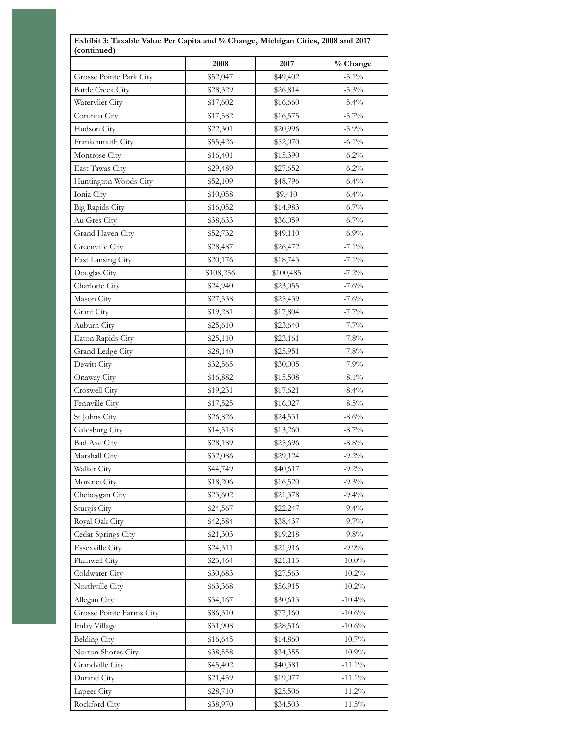**Exhibit 3: Taxable Value Per Capita and % Change, Michigan Cities, 2008 and 2017 (continued)**

| | 2008 | 2017 | % Change |
|---|---|---|---|
| Grosse Pointe Park City | $52,047 | $49,402 | -5.1% |
| Battle Creek City | $28,329 | $26,814 | -5.3% |
| Watervliet City | $17,602 | $16,660 | -5.4% |
| Corunna City | $17,582 | $16,575 | -5.7% |
| Hudson City | $22,301 | $20,996 | -5.9% |
| Frankenmuth City | $55,426 | $52,070 | -6.1% |
| Montrose City | $16,401 | $15,390 | -6.2% |
| East Tawas City | $29,489 | $27,652 | -6.2% |
| Huntington Woods City | $52,109 | $48,796 | -6.4% |
| Ionia City | $10,058 | $9,410 | -6.4% |
| Big Rapids City | $16,052 | $14,983 | -6.7% |
| Au Gres City | $38,633 | $36,059 | -6.7% |
| Grand Haven City | $52,732 | $49,110 | -6.9% |
| Greenville City | $28,487 | $26,472 | -7.1% |
| East Lansing City | $20,176 | $18,743 | -7.1% |
| Douglas City | $108,256 | $100,485 | -7.2% |
| Charlotte City | $24,940 | $23,055 | -7.6% |
| Mason City | $27,538 | $25,439 | -7.6% |
| Grant City | $19,281 | $17,804 | -7.7% |
| Auburn City | $25,610 | $23,640 | -7.7% |
| Eaton Rapids City | $25,110 | $23,161 | -7.8% |
| Grand Ledge City | $28,140 | $25,951 | -7.8% |
| Dewitt City | $32,565 | $30,005 | -7.9% |
| Onaway City | $16,882 | $15,508 | -8.1% |
| Croswell City | $19,231 | $17,621 | -8.4% |
| Fennville City | $17,525 | $16,027 | -8.5% |
| St Johns City | $26,826 | $24,531 | -8.6% |
| Galesburg City | $14,518 | $13,260 | -8.7% |
| Bad Axe City | $28,189 | $25,696 | -8.8% |
| Marshall City | $32,086 | $29,124 | -9.2% |
| Walker City | $44,749 | $40,617 | -9.2% |
| Morenci City | $18,206 | $16,520 | -9.3% |
| Cheboygan City | $23,602 | $21,378 | -9.4% |
| Sturgis City | $24,567 | $22,247 | -9.4% |
| Royal Oak City | $42,584 | $38,437 | -9.7% |
| Cedar Springs City | $21,303 | $19,218 | -9.8% |
| Essexville City | $24,311 | $21,916 | -9.9% |
| Plainwell City | $23,464 | $21,113 | -10.0% |
| Coldwater City | $30,683 | $27,563 | -10.2% |
| Northville City | $63,368 | $56,915 | -10.2% |
| Allegan City | $34,167 | $30,613 | -10.4% |
| Grosse Pointe Farms City | $86,310 | $77,160 | -10.6% |
| Imlay Village | $31,908 | $28,516 | -10.6% |
| Belding City | $16,645 | $14,860 | -10.7% |
| Norton Shores City | $38,558 | $34,355 | -10.9% |
| Grandville City | $45,402 | $40,381 | -11.1% |
| Durand City | $21,459 | $19,077 | -11.1% |
| Lapeer City | $28,710 | $25,506 | -11.2% |
| Rockford City | $38,970 | $34,503 | -11.5% |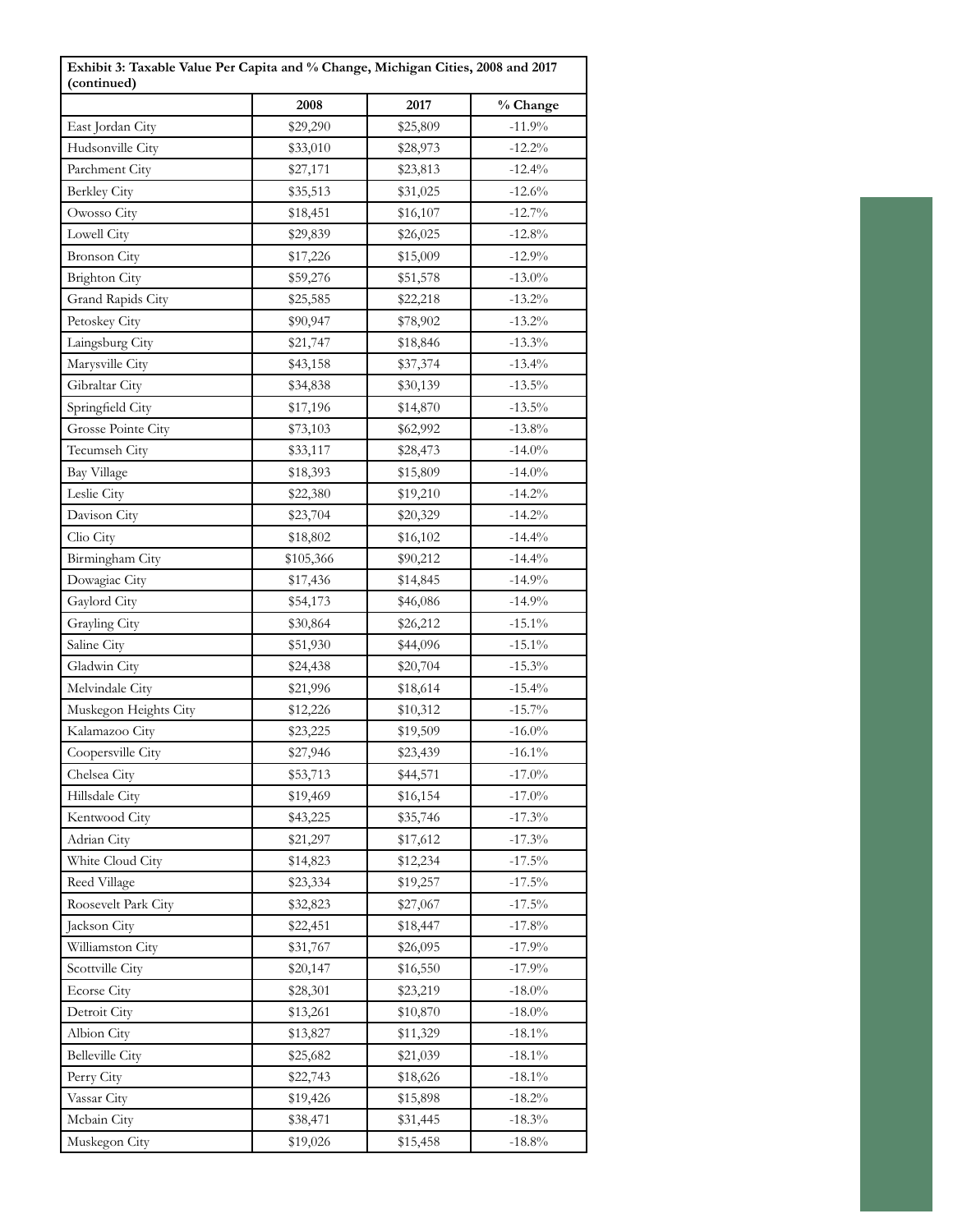| Exhibit 3: Taxable Value Per Capita and % Change, Michigan Cities, 2008 and 2017 (continued) | | | |
|---|---|---|---|
| | 2008 | 2017 | % Change |
| East Jordan City | $29,290 | $25,809 | -11.9% |
| Hudsonville City | $33,010 | $28,973 | -12.2% |
| Parchment City | $27,171 | $23,813 | -12.4% |
| Berkley City | $35,513 | $31,025 | -12.6% |
| Owosso City | $18,451 | $16,107 | -12.7% |
| Lowell City | $29,839 | $26,025 | -12.8% |
| Bronson City | $17,226 | $15,009 | -12.9% |
| Brighton City | $59,276 | $51,578 | -13.0% |
| Grand Rapids City | $25,585 | $22,218 | -13.2% |
| Petoskey City | $90,947 | $78,902 | -13.2% |
| Laingsburg City | $21,747 | $18,846 | -13.3% |
| Marysville City | $43,158 | $37,374 | -13.4% |
| Gibraltar City | $34,838 | $30,139 | -13.5% |
| Springfield City | $17,196 | $14,870 | -13.5% |
| Grosse Pointe City | $73,103 | $62,992 | -13.8% |
| Tecumseh City | $33,117 | $28,473 | -14.0% |
| Bay Village | $18,393 | $15,809 | -14.0% |
| Leslie City | $22,380 | $19,210 | -14.2% |
| Davison City | $23,704 | $20,329 | -14.2% |
| Clio City | $18,802 | $16,102 | -14.4% |
| Birmingham City | $105,366 | $90,212 | -14.4% |
| Dowagiac City | $17,436 | $14,845 | -14.9% |
| Gaylord City | $54,173 | $46,086 | -14.9% |
| Grayling City | $30,864 | $26,212 | -15.1% |
| Saline City | $51,930 | $44,096 | -15.1% |
| Gladwin City | $24,438 | $20,704 | -15.3% |
| Melvindale City | $21,996 | $18,614 | -15.4% |
| Muskegon Heights City | $12,226 | $10,312 | -15.7% |
| Kalamazoo City | $23,225 | $19,509 | -16.0% |
| Coopersville City | $27,946 | $23,439 | -16.1% |
| Chelsea City | $53,713 | $44,571 | -17.0% |
| Hillsdale City | $19,469 | $16,154 | -17.0% |
| Kentwood City | $43,225 | $35,746 | -17.3% |
| Adrian City | $21,297 | $17,612 | -17.3% |
| White Cloud City | $14,823 | $12,234 | -17.5% |
| Reed Village | $23,334 | $19,257 | -17.5% |
| Roosevelt Park City | $32,823 | $27,067 | -17.5% |
| Jackson City | $22,451 | $18,447 | -17.8% |
| Williamston City | $31,767 | $26,095 | -17.9% |
| Scottville City | $20,147 | $16,550 | -17.9% |
| Ecorse City | $28,301 | $23,219 | -18.0% |
| Detroit City | $13,261 | $10,870 | -18.0% |
| Albion City | $13,827 | $11,329 | -18.1% |
| Belleville City | $25,682 | $21,039 | -18.1% |
| Perry City | $22,743 | $18,626 | -18.1% |
| Vassar City | $19,426 | $15,898 | -18.2% |
| Mcbain City | $38,471 | $31,445 | -18.3% |
| Muskegon City | $19,026 | $15,458 | -18.8% |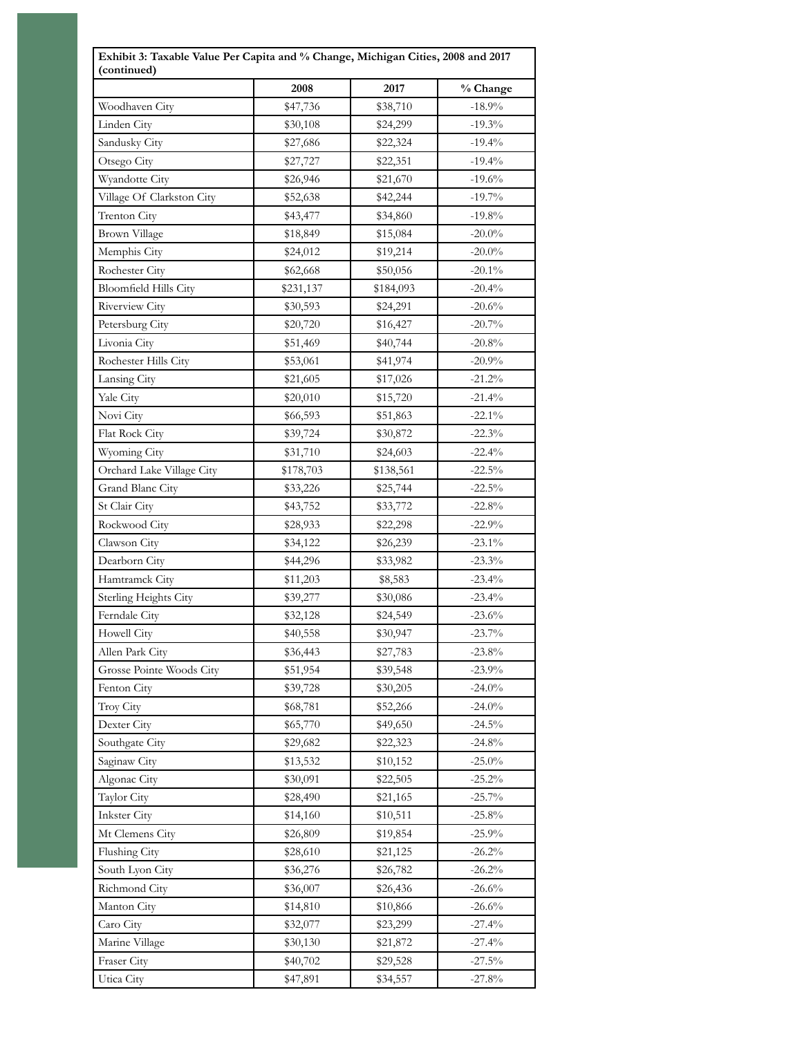**Exhibit 3: Taxable Value Per Capita and % Change, Michigan Cities, 2008 and 2017 (continued)**

| | 2008 | 2017 | % Change |
|---|---|---|---|
| Woodhaven City | $47,736 | $38,710 | -18.9% |
| Linden City | $30,108 | $24,299 | -19.3% |
| Sandusky City | $27,686 | $22,324 | -19.4% |
| Otsego City | $27,727 | $22,351 | -19.4% |
| Wyandotte City | $26,946 | $21,670 | -19.6% |
| Village Of Clarkston City | $52,638 | $42,244 | -19.7% |
| Trenton City | $43,477 | $34,860 | -19.8% |
| Brown Village | $18,849 | $15,084 | -20.0% |
| Memphis City | $24,012 | $19,214 | -20.0% |
| Rochester City | $62,668 | $50,056 | -20.1% |
| Bloomfield Hills City | $231,137 | $184,093 | -20.4% |
| Riverview City | $30,593 | $24,291 | -20.6% |
| Petersburg City | $20,720 | $16,427 | -20.7% |
| Livonia City | $51,469 | $40,744 | -20.8% |
| Rochester Hills City | $53,061 | $41,974 | -20.9% |
| Lansing City | $21,605 | $17,026 | -21.2% |
| Yale City | $20,010 | $15,720 | -21.4% |
| Novi City | $66,593 | $51,863 | -22.1% |
| Flat Rock City | $39,724 | $30,872 | -22.3% |
| Wyoming City | $31,710 | $24,603 | -22.4% |
| Orchard Lake Village City | $178,703 | $138,561 | -22.5% |
| Grand Blanc City | $33,226 | $25,744 | -22.5% |
| St Clair City | $43,752 | $33,772 | -22.8% |
| Rockwood City | $28,933 | $22,298 | -22.9% |
| Clawson City | $34,122 | $26,239 | -23.1% |
| Dearborn City | $44,296 | $33,982 | -23.3% |
| Hamtramck City | $11,203 | $8,583 | -23.4% |
| Sterling Heights City | $39,277 | $30,086 | -23.4% |
| Ferndale City | $32,128 | $24,549 | -23.6% |
| Howell City | $40,558 | $30,947 | -23.7% |
| Allen Park City | $36,443 | $27,783 | -23.8% |
| Grosse Pointe Woods City | $51,954 | $39,548 | -23.9% |
| Fenton City | $39,728 | $30,205 | -24.0% |
| Troy City | $68,781 | $52,266 | -24.0% |
| Dexter City | $65,770 | $49,650 | -24.5% |
| Southgate City | $29,682 | $22,323 | -24.8% |
| Saginaw City | $13,532 | $10,152 | -25.0% |
| Algonac City | $30,091 | $22,505 | -25.2% |
| Taylor City | $28,490 | $21,165 | -25.7% |
| Inkster City | $14,160 | $10,511 | -25.8% |
| Mt Clemens City | $26,809 | $19,854 | -25.9% |
| Flushing City | $28,610 | $21,125 | -26.2% |
| South Lyon City | $36,276 | $26,782 | -26.2% |
| Richmond City | $36,007 | $26,436 | -26.6% |
| Manton City | $14,810 | $10,866 | -26.6% |
| Caro City | $32,077 | $23,299 | -27.4% |
| Marine Village | $30,130 | $21,872 | -27.4% |
| Fraser City | $40,702 | $29,528 | -27.5% |
| Utica City | $47,891 | $34,557 | -27.8% |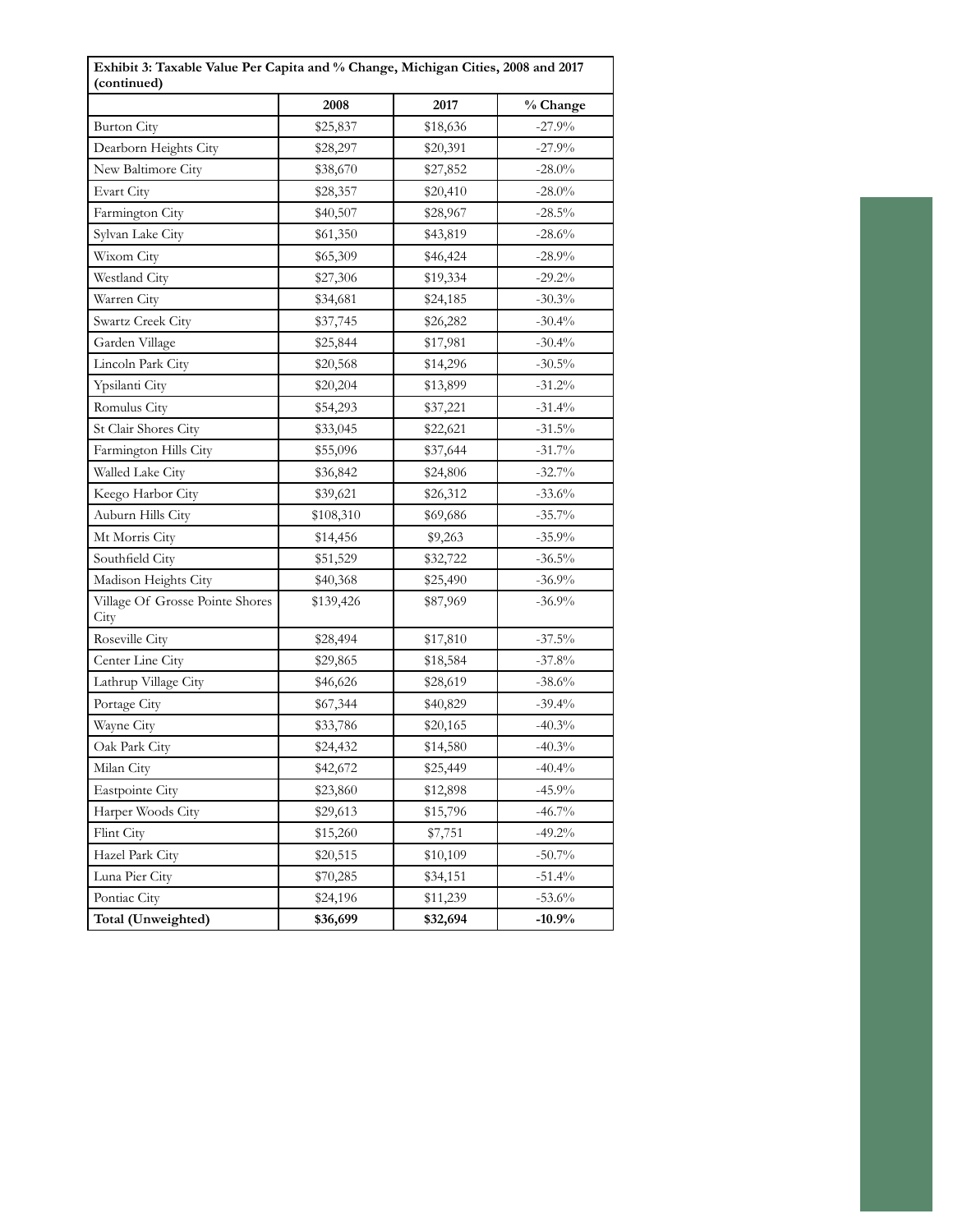| Exhibit 3: Taxable Value Per Capita and % Change, Michigan Cities, 2008 and 2017 (continued) | | | |
|---|---|---|---|
| | **2008** | **2017** | **% Change** |
| Burton City | $25,837 | $18,636 | -27.9% |
| Dearborn Heights City | $28,297 | $20,391 | -27.9% |
| New Baltimore City | $38,670 | $27,852 | -28.0% |
| Evart City | $28,357 | $20,410 | -28.0% |
| Farmington City | $40,507 | $28,967 | -28.5% |
| Sylvan Lake City | $61,350 | $43,819 | -28.6% |
| Wixom City | $65,309 | $46,424 | -28.9% |
| Westland City | $27,306 | $19,334 | -29.2% |
| Warren City | $34,681 | $24,185 | -30.3% |
| Swartz Creek City | $37,745 | $26,282 | -30.4% |
| Garden Village | $25,844 | $17,981 | -30.4% |
| Lincoln Park City | $20,568 | $14,296 | -30.5% |
| Ypsilanti City | $20,204 | $13,899 | -31.2% |
| Romulus City | $54,293 | $37,221 | -31.4% |
| St Clair Shores City | $33,045 | $22,621 | -31.5% |
| Farmington Hills City | $55,096 | $37,644 | -31.7% |
| Walled Lake City | $36,842 | $24,806 | -32.7% |
| Keego Harbor City | $39,621 | $26,312 | -33.6% |
| Auburn Hills City | $108,310 | $69,686 | -35.7% |
| Mt Morris City | $14,456 | $9,263 | -35.9% |
| Southfield City | $51,529 | $32,722 | -36.5% |
| Madison Heights City | $40,368 | $25,490 | -36.9% |
| Village Of Grosse Pointe Shores City | $139,426 | $87,969 | -36.9% |
| Roseville City | $28,494 | $17,810 | -37.5% |
| Center Line City | $29,865 | $18,584 | -37.8% |
| Lathrup Village City | $46,626 | $28,619 | -38.6% |
| Portage City | $67,344 | $40,829 | -39.4% |
| Wayne City | $33,786 | $20,165 | -40.3% |
| Oak Park City | $24,432 | $14,580 | -40.3% |
| Milan City | $42,672 | $25,449 | -40.4% |
| Eastpointe City | $23,860 | $12,898 | -45.9% |
| Harper Woods City | $29,613 | $15,796 | -46.7% |
| Flint City | $15,260 | $7,751 | -49.2% |
| Hazel Park City | $20,515 | $10,109 | -50.7% |
| Luna Pier City | $70,285 | $34,151 | -51.4% |
| Pontiac City | $24,196 | $11,239 | -53.6% |
| **Total (Unweighted)** | **$36,699** | **$32,694** | **-10.9%** |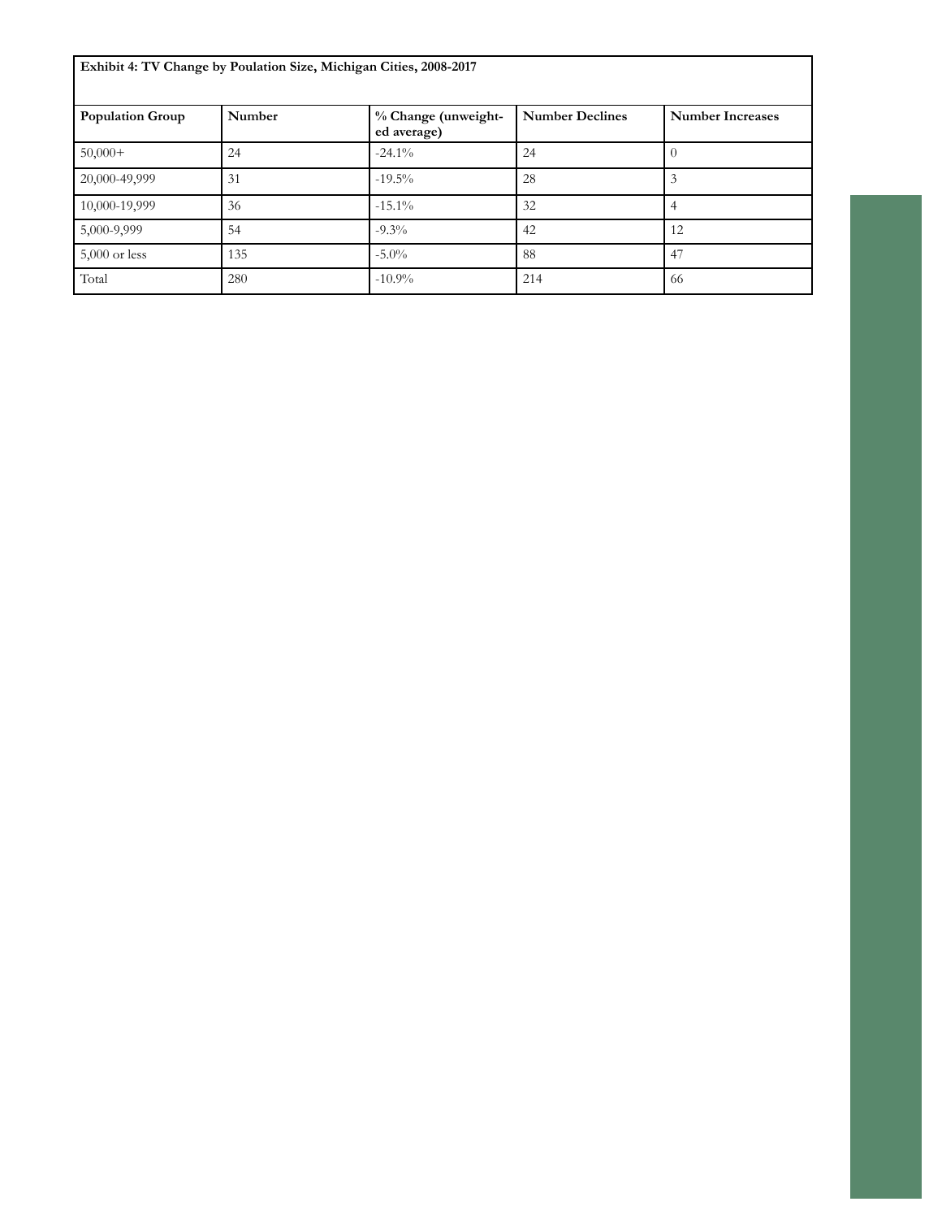**Exhibit 4: TV Change by Poulation Size, Michigan Cities, 2008-2017**

| Population Group | Number | % Change (unweighted average) | Number Declines | Number Increases |
|---|---|---|---|---|
| 50,000+ | 24 | -24.1% | 24 | 0 |
| 20,000-49,999 | 31 | -19.5% | 28 | 3 |
| 10,000-19,999 | 36 | -15.1% | 32 | 4 |
| 5,000-9,999 | 54 | -9.3% | 42 | 12 |
| 5,000 or less | 135 | -5.0% | 88 | 47 |
| Total | 280 | -10.9% | 214 | 66 |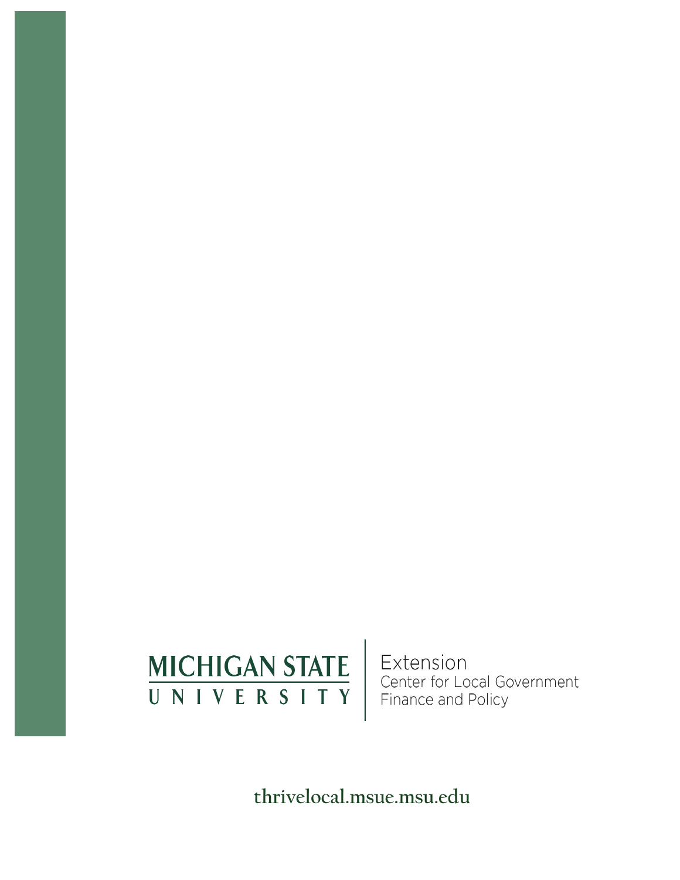MICHIGAN STATE UNIVERSITY

Extension
Center for Local Government
Finance and Policy

thrivelocal.msue.msu.edu